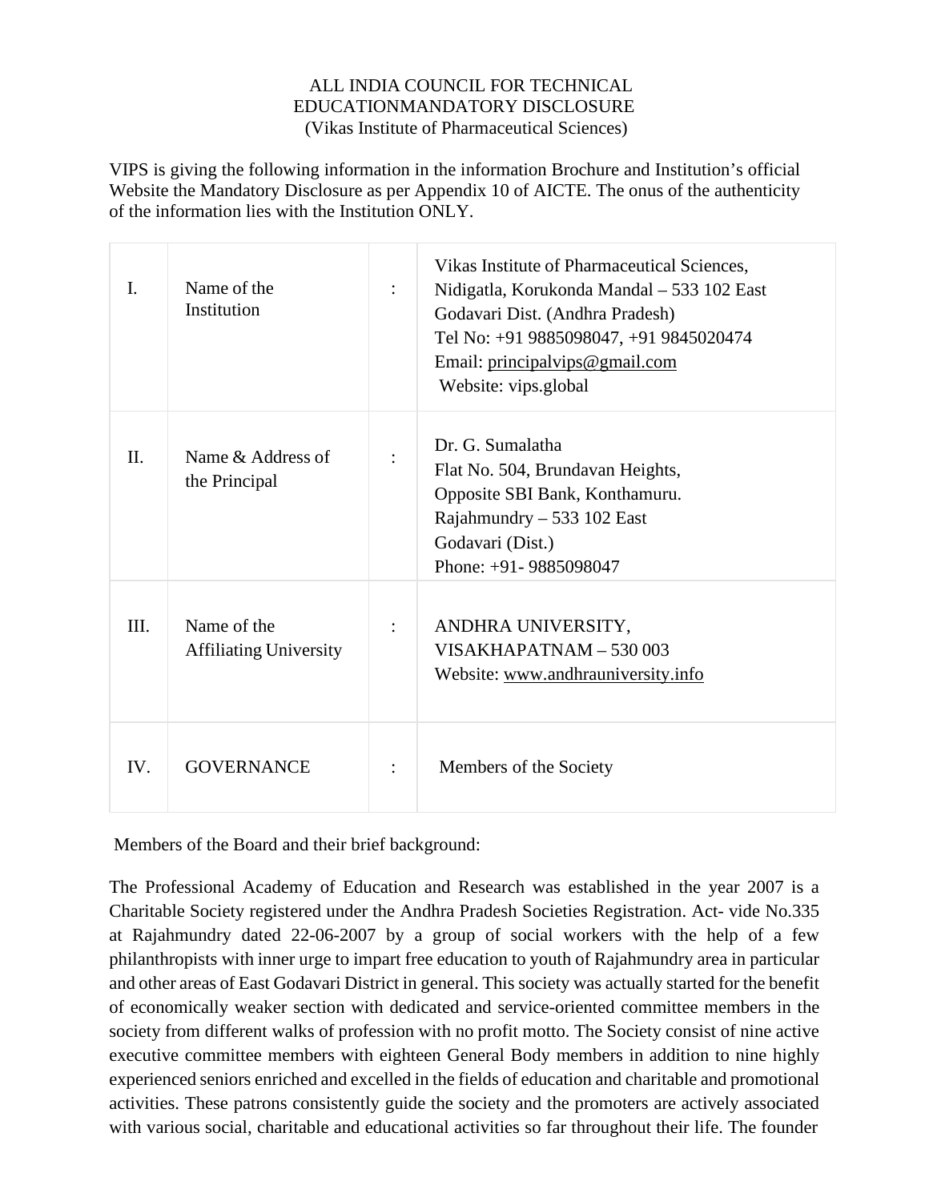ALL INDIA COUNCIL FOR TECHNICAL EDUCATIONMANDATORY DISCLOSURE
(Vikas Institute of Pharmaceutical Sciences)

VIPS is giving the following information in the information Brochure and Institution's official Website the Mandatory Disclosure as per Appendix 10 of AICTE. The onus of the authenticity of the information lies with the Institution ONLY.

| | | | |
|---|---|---|---|
| I. | Name of the Institution | : | Vikas Institute of Pharmaceutical Sciences, Nidigatla, Korukonda Mandal – 533 102 East Godavari Dist. (Andhra Pradesh)<br>Tel No: +91 9885098047, +91 9845020474<br>Email: principalvips@gmail.com<br>Website: vips.global |
| II. | Name & Address of the Principal | : | Dr. G. Sumalatha<br>Flat No. 504, Brundavan Heights,<br>Opposite SBI Bank, Konthamuru.<br>Rajahmundry – 533 102 East Godavari (Dist.)<br>Phone: +91- 9885098047 |
| III. | Name of the Affiliating University | : | ANDHRA UNIVERSITY,<br>VISAKHAPATNAM – 530 003<br>Website: www.andhrauniversity.info |
| IV. | GOVERNANCE | : | Members of the Society |

Members of the Board and their brief background:

The Professional Academy of Education and Research was established in the year 2007 is a Charitable Society registered under the Andhra Pradesh Societies Registration. Act- vide No.335 at Rajahmundry dated 22-06-2007 by a group of social workers with the help of a few philanthropists with inner urge to impart free education to youth of Rajahmundry area in particular and other areas of East Godavari District in general. This society was actually started for the benefit of economically weaker section with dedicated and service-oriented committee members in the society from different walks of profession with no profit motto. The Society consist of nine active executive committee members with eighteen General Body members in addition to nine highly experienced seniors enriched and excelled in the fields of education and charitable and promotional activities. These patrons consistently guide the society and the promoters are actively associated with various social, charitable and educational activities so far throughout their life. The founder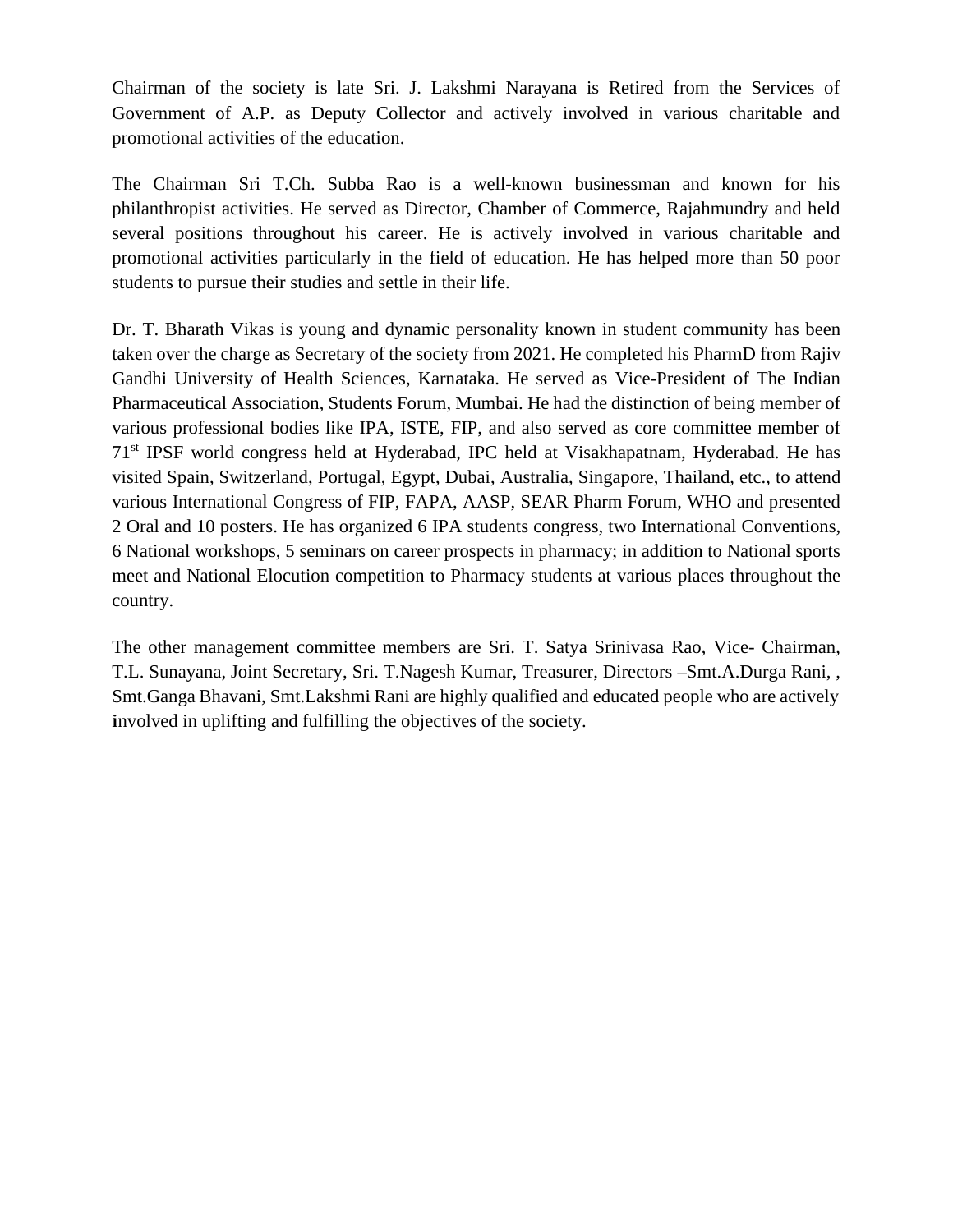Chairman of the society is late Sri. J. Lakshmi Narayana is Retired from the Services of Government of A.P. as Deputy Collector and actively involved in various charitable and promotional activities of the education.

The Chairman Sri T.Ch. Subba Rao is a well-known businessman and known for his philanthropist activities. He served as Director, Chamber of Commerce, Rajahmundry and held several positions throughout his career. He is actively involved in various charitable and promotional activities particularly in the field of education. He has helped more than 50 poor students to pursue their studies and settle in their life.

Dr. T. Bharath Vikas is young and dynamic personality known in student community has been taken over the charge as Secretary of the society from 2021. He completed his PharmD from Rajiv Gandhi University of Health Sciences, Karnataka. He served as Vice-President of The Indian Pharmaceutical Association, Students Forum, Mumbai. He had the distinction of being member of various professional bodies like IPA, ISTE, FIP, and also served as core committee member of 71st IPSF world congress held at Hyderabad, IPC held at Visakhapatnam, Hyderabad. He has visited Spain, Switzerland, Portugal, Egypt, Dubai, Australia, Singapore, Thailand, etc., to attend various International Congress of FIP, FAPA, AASP, SEAR Pharm Forum, WHO and presented 2 Oral and 10 posters. He has organized 6 IPA students congress, two International Conventions, 6 National workshops, 5 seminars on career prospects in pharmacy; in addition to National sports meet and National Elocution competition to Pharmacy students at various places throughout the country.

The other management committee members are Sri. T. Satya Srinivasa Rao, Vice- Chairman, T.L. Sunayana, Joint Secretary, Sri. T.Nagesh Kumar, Treasurer, Directors –Smt.A.Durga Rani, , Smt.Ganga Bhavani, Smt.Lakshmi Rani are highly qualified and educated people who are actively involved in uplifting and fulfilling the objectives of the society.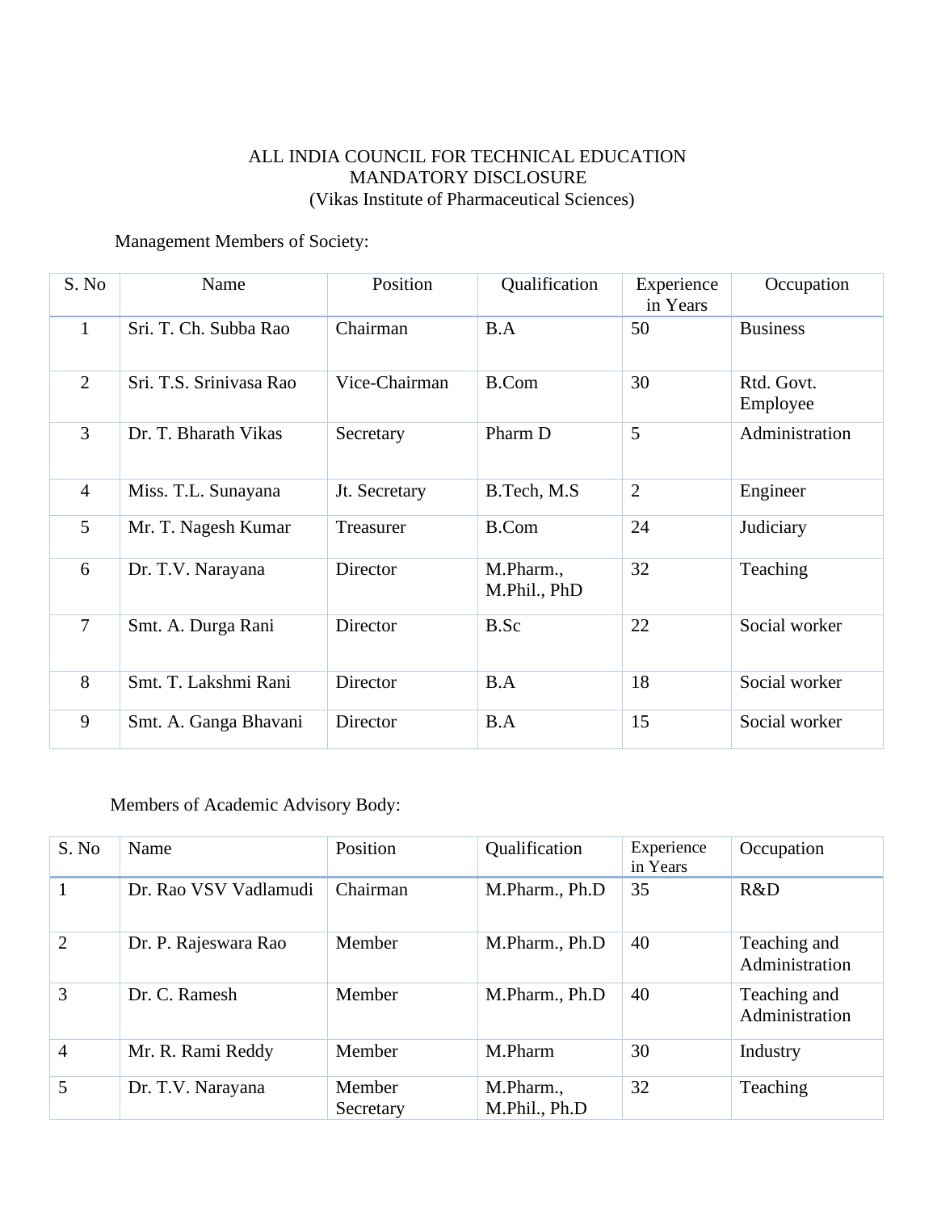ALL INDIA COUNCIL FOR TECHNICAL EDUCATION
MANDATORY DISCLOSURE
(Vikas Institute of Pharmaceutical Sciences)

Management Members of Society:

| S. No | Name | Position | Qualification | Experience in Years | Occupation |
|---|---|---|---|---|---|
| 1 | Sri. T. Ch. Subba Rao | Chairman | B.A | 50 | Business |
| 2 | Sri. T.S. Srinivasa Rao | Vice-Chairman | B.Com | 30 | Rtd. Govt. Employee |
| 3 | Dr. T. Bharath Vikas | Secretary | Pharm D | 5 | Administration |
| 4 | Miss. T.L. Sunayana | Jt. Secretary | B.Tech, M.S | 2 | Engineer |
| 5 | Mr. T. Nagesh Kumar | Treasurer | B.Com | 24 | Judiciary |
| 6 | Dr. T.V. Narayana | Director | M.Pharm., M.Phil., PhD | 32 | Teaching |
| 7 | Smt. A. Durga Rani | Director | B.Sc | 22 | Social worker |
| 8 | Smt. T. Lakshmi Rani | Director | B.A | 18 | Social worker |
| 9 | Smt. A. Ganga Bhavani | Director | B.A | 15 | Social worker |

Members of Academic Advisory Body:

| S. No | Name | Position | Qualification | Experience in Years | Occupation |
|---|---|---|---|---|---|
| 1 | Dr. Rao VSV Vadlamudi | Chairman | M.Pharm., Ph.D | 35 | R&D |
| 2 | Dr. P. Rajeswara Rao | Member | M.Pharm., Ph.D | 40 | Teaching and Administration |
| 3 | Dr. C. Ramesh | Member | M.Pharm., Ph.D | 40 | Teaching and Administration |
| 4 | Mr. R. Rami Reddy | Member | M.Pharm | 30 | Industry |
| 5 | Dr. T.V. Narayana | Member Secretary | M.Pharm., M.Phil., Ph.D | 32 | Teaching |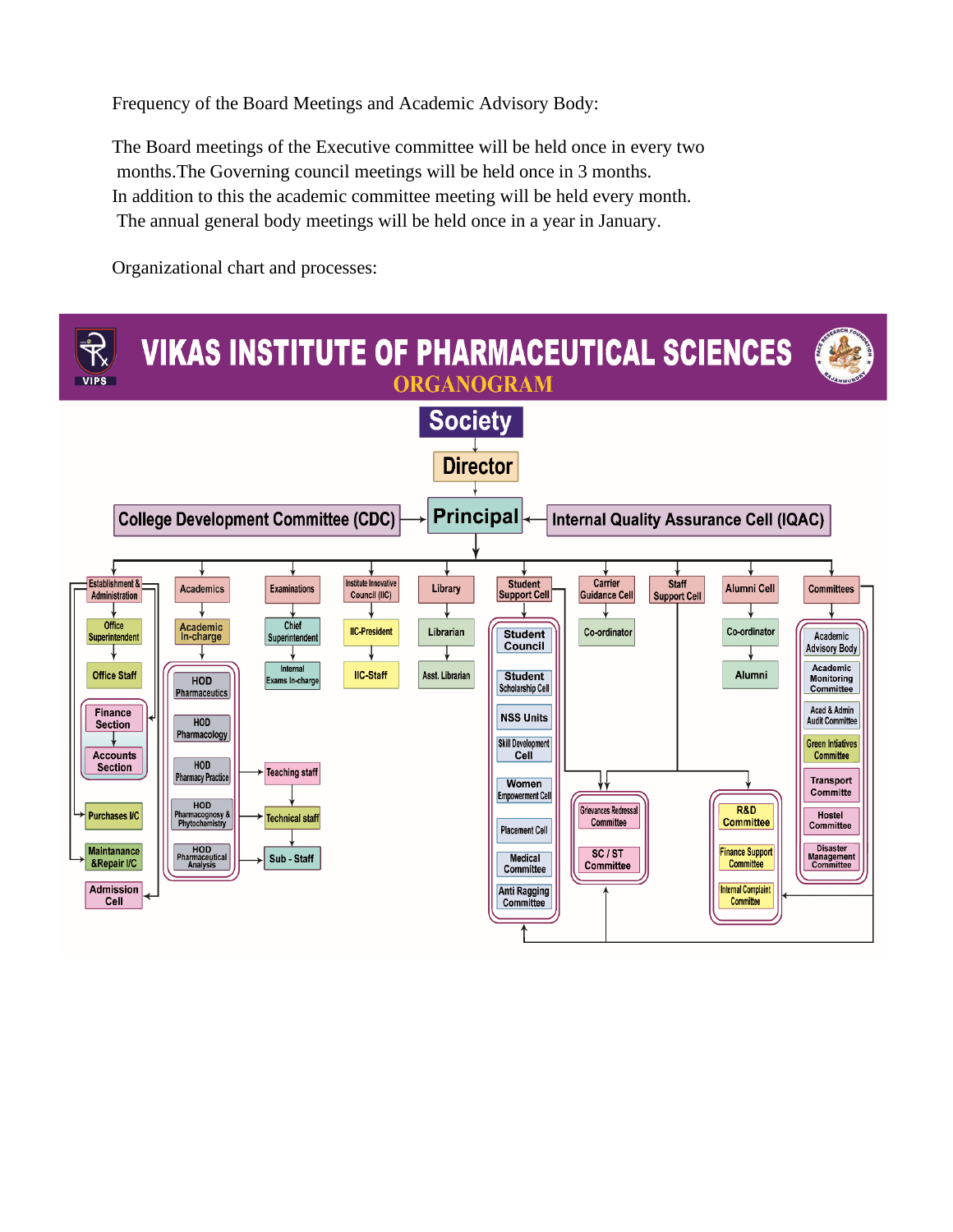Frequency of the Board Meetings and Academic Advisory Body:

The Board meetings of the Executive committee will be held once in every two months.The Governing council meetings will be held once in 3 months.
In addition to this the academic committee meeting will be held every month.
The annual general body meetings will be held once in a year in January.

Organizational chart and processes:

# VIKAS INSTITUTE OF PHARMACEUTICAL SCIENCES

## ORGANOGRAM

- Society
  - Director
    - Principal
      - College Development Committee (CDC) → Principal
      - Internal Quality Assurance Cell (IQAC) → Principal

Under the Principal:

- **Establishment & Administration**
  - Office Superintendent
    - Office Staff
  - Finance Section
    - Accounts Section
  - Purchases I/C
  - Maintanance &Repair I/C
  - Admission Cell
- **Academics**
  - Academic In-charge
    - HOD Pharmaceutics
    - HOD Pharmacology
    - HOD Pharmacy Practice
    - HOD Pharmacognosy & Phytochemistry
    - HOD Pharmaceutical Analysis
      - Teaching staff
        - Technical staff
          - Sub - Staff
- **Examinations**
  - Chief Superintendent
    - Internal Exams In-charge
- **Institute Innovative Council (IIC)**
  - IIC-President
    - IIC-Staff
- **Library**
  - Librarian
    - Asst. Librarian
- **Student Support Cell**
  - Student Council
  - Student Scholarship Cell
  - NSS Units
  - Skill Development Cell
  - Women Empowerment Cell
  - Placement Cell
  - Medical Committee
  - Anti Ragging Committee
- **Carrier Guidance Cell**
  - Co-ordinator
- **Staff Support Cell**
  - Grievances Redressal Committee
  - SC / ST Committee
  - R&D Committee
  - Finance Support Committee
  - Internal Complaint Committee
- **Alumni Cell**
  - Co-ordinator
    - Alumni
- **Committees**
  - Academic Advisory Body
  - Academic Monitoring Committee
  - Acad & Admin Audit Committee
  - Green Intiatives Committee
  - Transport Committee
  - Hostel Committee
  - Disaster Management Committee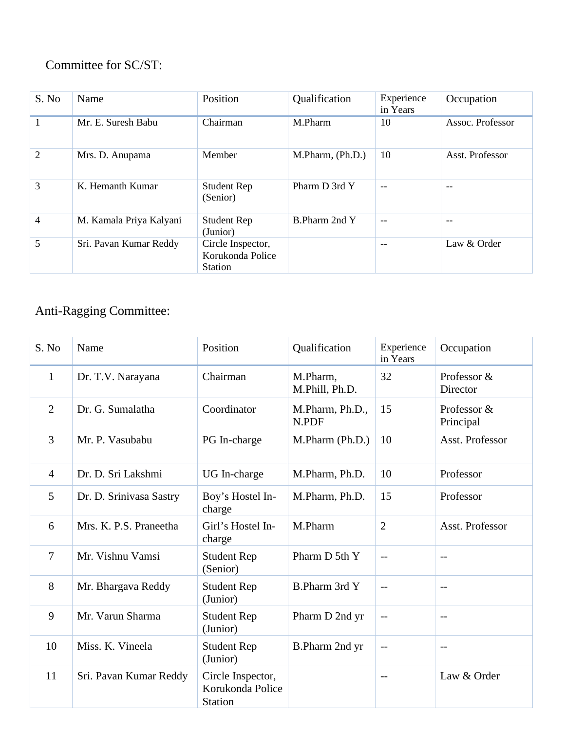Committee for SC/ST:

| S. No | Name | Position | Qualification | Experience in Years | Occupation |
|---|---|---|---|---|---|
| 1 | Mr. E. Suresh Babu | Chairman | M.Pharm | 10 | Assoc. Professor |
| 2 | Mrs. D. Anupama | Member | M.Pharm, (Ph.D.) | 10 | Asst. Professor |
| 3 | K. Hemanth Kumar | Student Rep (Senior) | Pharm D 3rd Y | -- | -- |
| 4 | M. Kamala Priya Kalyani | Student Rep (Junior) | B.Pharm 2nd Y | -- | -- |
| 5 | Sri. Pavan Kumar Reddy | Circle Inspector, Korukonda Police Station | | -- | Law & Order |

Anti-Ragging Committee:

| S. No | Name | Position | Qualification | Experience in Years | Occupation |
|---|---|---|---|---|---|
| 1 | Dr. T.V. Narayana | Chairman | M.Pharm, M.Phill, Ph.D. | 32 | Professor & Director |
| 2 | Dr. G. Sumalatha | Coordinator | M.Pharm, Ph.D., N.PDF | 15 | Professor & Principal |
| 3 | Mr. P. Vasubabu | PG In-charge | M.Pharm (Ph.D.) | 10 | Asst. Professor |
| 4 | Dr. D. Sri Lakshmi | UG In-charge | M.Pharm, Ph.D. | 10 | Professor |
| 5 | Dr. D. Srinivasa Sastry | Boy's Hostel In-charge | M.Pharm, Ph.D. | 15 | Professor |
| 6 | Mrs. K. P.S. Praneetha | Girl's Hostel In-charge | M.Pharm | 2 | Asst. Professor |
| 7 | Mr. Vishnu Vamsi | Student Rep (Senior) | Pharm D 5th Y | -- | -- |
| 8 | Mr. Bhargava Reddy | Student Rep (Junior) | B.Pharm 3rd Y | -- | -- |
| 9 | Mr. Varun Sharma | Student Rep (Junior) | Pharm D 2nd yr | -- | -- |
| 10 | Miss. K. Vineela | Student Rep (Junior) | B.Pharm 2nd yr | -- | -- |
| 11 | Sri. Pavan Kumar Reddy | Circle Inspector, Korukonda Police Station | | -- | Law & Order |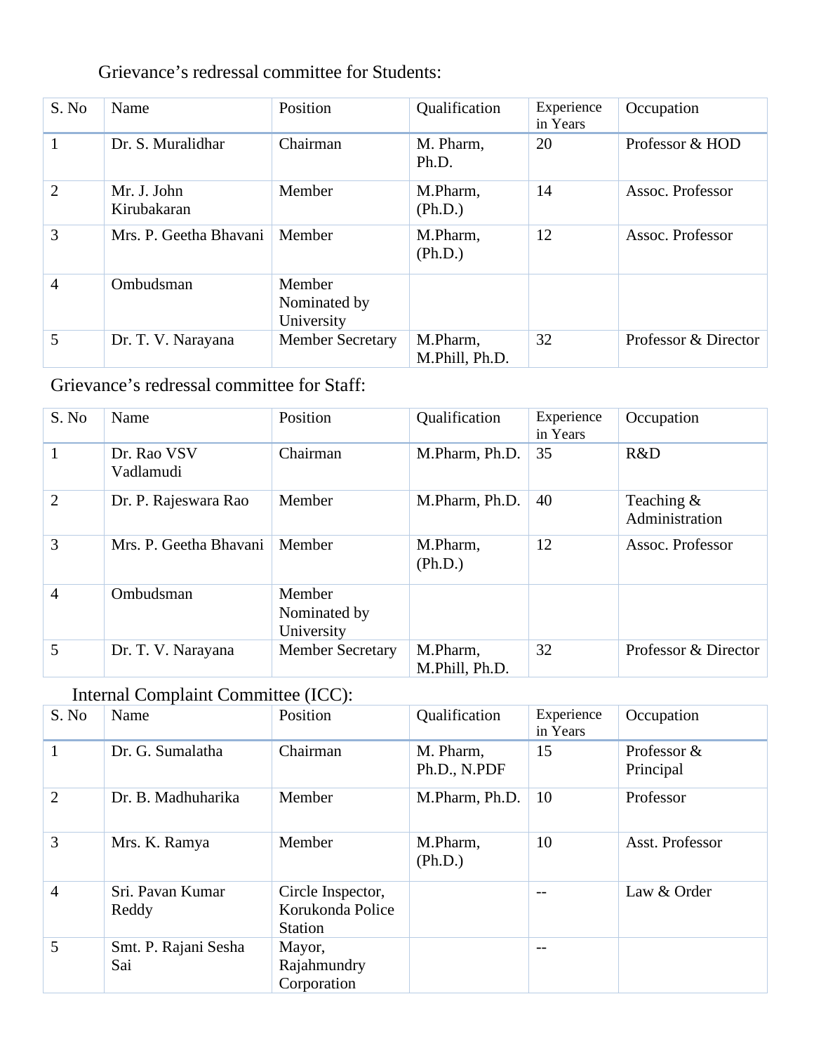Grievance's redressal committee for Students:

| S. No | Name | Position | Qualification | Experience in Years | Occupation |
|---|---|---|---|---|---|
| 1 | Dr. S. Muralidhar | Chairman | M. Pharm, Ph.D. | 20 | Professor & HOD |
| 2 | Mr. J. John Kirubakaran | Member | M.Pharm, (Ph.D.) | 14 | Assoc. Professor |
| 3 | Mrs. P. Geetha Bhavani | Member | M.Pharm, (Ph.D.) | 12 | Assoc. Professor |
| 4 | Ombudsman | Member Nominated by University | | | |
| 5 | Dr. T. V. Narayana | Member Secretary | M.Pharm, M.Phill, Ph.D. | 32 | Professor & Director |

Grievance's redressal committee for Staff:

| S. No | Name | Position | Qualification | Experience in Years | Occupation |
|---|---|---|---|---|---|
| 1 | Dr. Rao VSV Vadlamudi | Chairman | M.Pharm, Ph.D. | 35 | R&D |
| 2 | Dr. P. Rajeswara Rao | Member | M.Pharm, Ph.D. | 40 | Teaching & Administration |
| 3 | Mrs. P. Geetha Bhavani | Member | M.Pharm, (Ph.D.) | 12 | Assoc. Professor |
| 4 | Ombudsman | Member Nominated by University | | | |
| 5 | Dr. T. V. Narayana | Member Secretary | M.Pharm, M.Phill, Ph.D. | 32 | Professor & Director |

Internal Complaint Committee (ICC):

| S. No | Name | Position | Qualification | Experience in Years | Occupation |
|---|---|---|---|---|---|
| 1 | Dr. G. Sumalatha | Chairman | M. Pharm, Ph.D., N.PDF | 15 | Professor & Principal |
| 2 | Dr. B. Madhuharika | Member | M.Pharm, Ph.D. | 10 | Professor |
| 3 | Mrs. K. Ramya | Member | M.Pharm, (Ph.D.) | 10 | Asst. Professor |
| 4 | Sri. Pavan Kumar Reddy | Circle Inspector, Korukonda Police Station | | -- | Law & Order |
| 5 | Smt. P. Rajani Sesha Sai | Mayor, Rajahmundry Corporation | | -- | |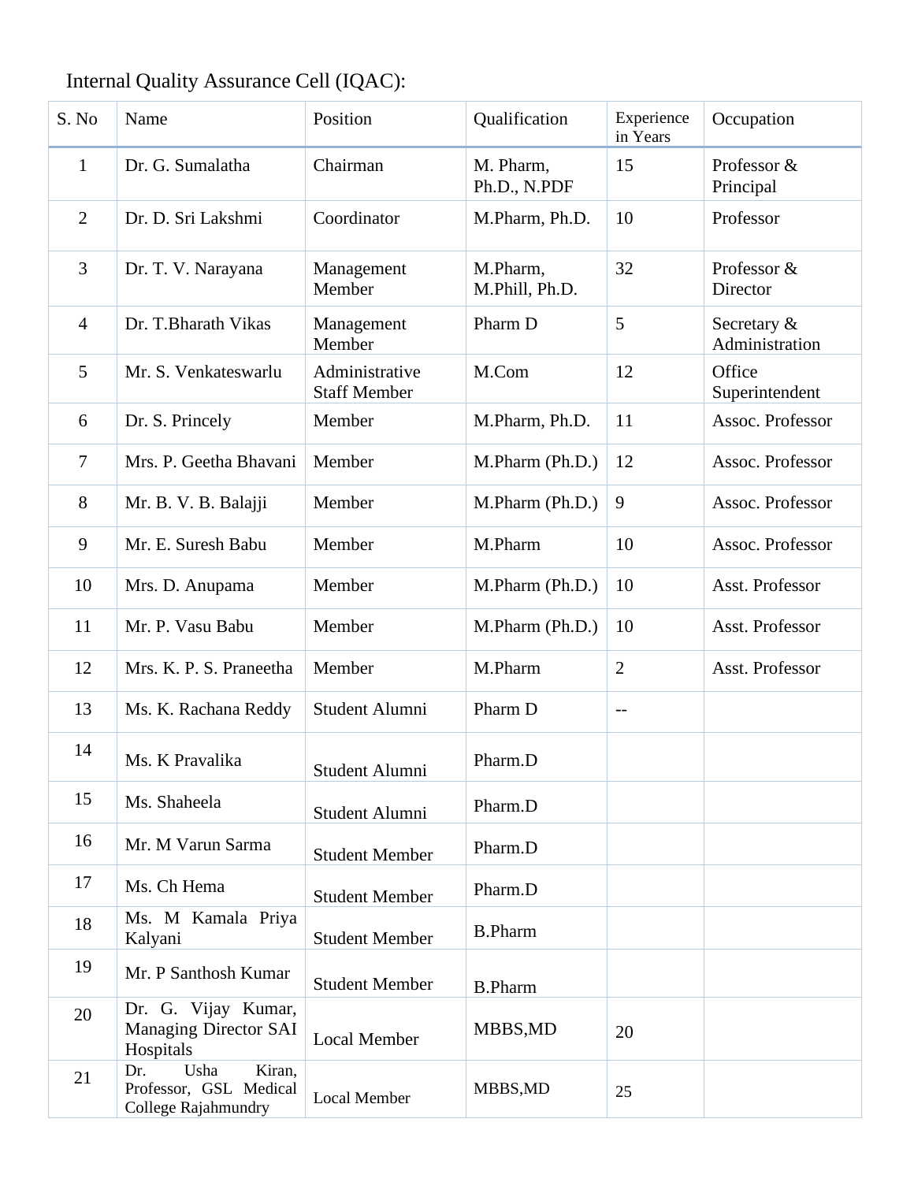Internal Quality Assurance Cell (IQAC):

| S. No | Name | Position | Qualification | Experience in Years | Occupation |
|---|---|---|---|---|---|
| 1 | Dr. G. Sumalatha | Chairman | M. Pharm, Ph.D., N.PDF | 15 | Professor & Principal |
| 2 | Dr. D. Sri Lakshmi | Coordinator | M.Pharm, Ph.D. | 10 | Professor |
| 3 | Dr. T. V. Narayana | Management Member | M.Pharm, M.Phill, Ph.D. | 32 | Professor & Director |
| 4 | Dr. T.Bharath Vikas | Management Member | Pharm D | 5 | Secretary & Administration |
| 5 | Mr. S. Venkateswarlu | Administrative Staff Member | M.Com | 12 | Office Superintendent |
| 6 | Dr. S. Princely | Member | M.Pharm, Ph.D. | 11 | Assoc. Professor |
| 7 | Mrs. P. Geetha Bhavani | Member | M.Pharm (Ph.D.) | 12 | Assoc. Professor |
| 8 | Mr. B. V. B. Balajji | Member | M.Pharm (Ph.D.) | 9 | Assoc. Professor |
| 9 | Mr. E. Suresh Babu | Member | M.Pharm | 10 | Assoc. Professor |
| 10 | Mrs. D. Anupama | Member | M.Pharm (Ph.D.) | 10 | Asst. Professor |
| 11 | Mr. P. Vasu Babu | Member | M.Pharm (Ph.D.) | 10 | Asst. Professor |
| 12 | Mrs. K. P. S. Praneetha | Member | M.Pharm | 2 | Asst. Professor |
| 13 | Ms. K. Rachana Reddy | Student Alumni | Pharm D | -- | |
| 14 | Ms. K Pravalika | Student Alumni | Pharm.D | | |
| 15 | Ms. Shaheela | Student Alumni | Pharm.D | | |
| 16 | Mr. M Varun Sarma | Student Member | Pharm.D | | |
| 17 | Ms. Ch Hema | Student Member | Pharm.D | | |
| 18 | Ms. M Kamala Priya Kalyani | Student Member | B.Pharm | | |
| 19 | Mr. P Santhosh Kumar | Student Member | B.Pharm | | |
| 20 | Dr. G. Vijay Kumar, Managing Director SAI Hospitals | Local Member | MBBS,MD | 20 | |
| 21 | Dr. Usha Kiran, Professor, GSL Medical College Rajahmundry | Local Member | MBBS,MD | 25 | |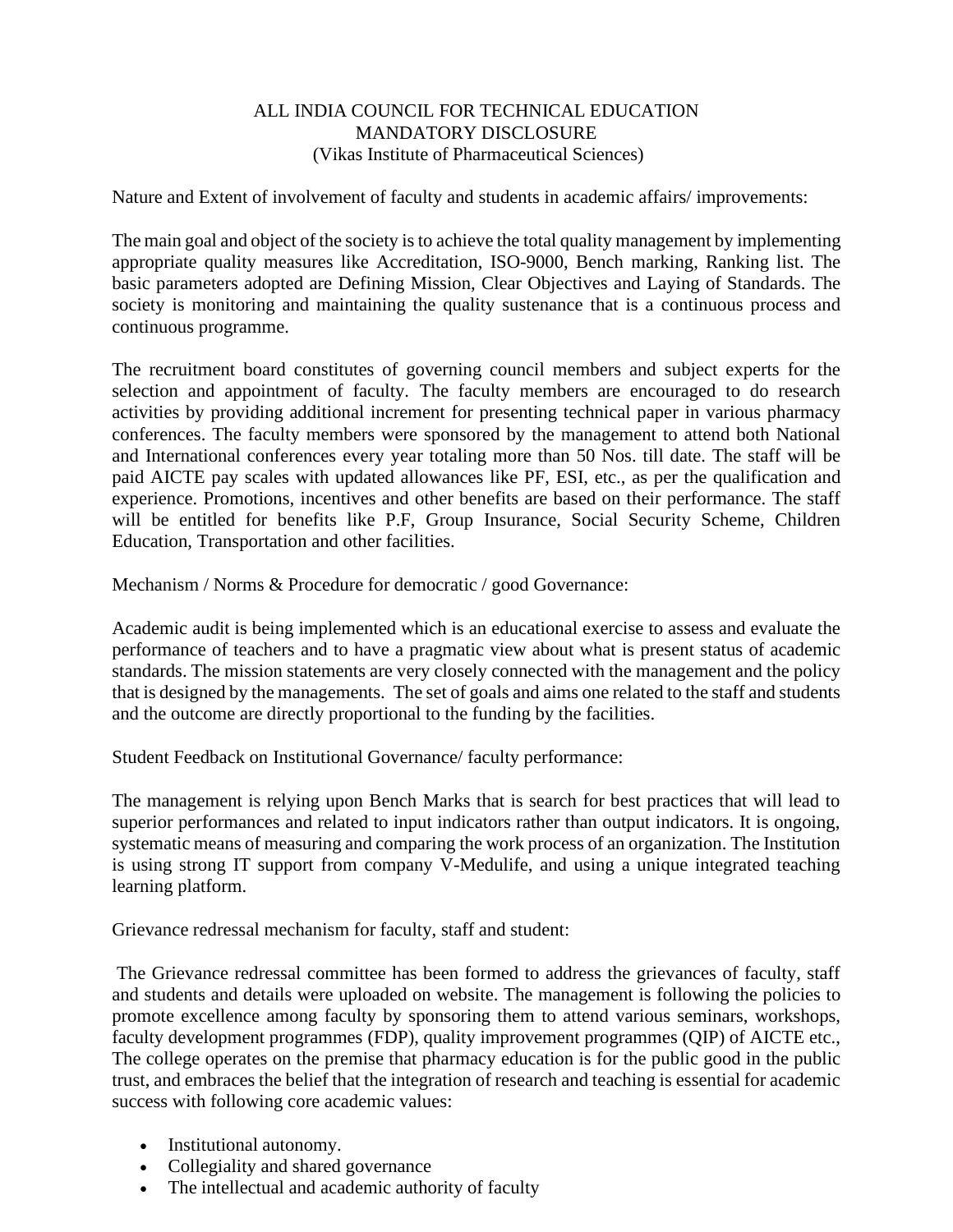ALL INDIA COUNCIL FOR TECHNICAL EDUCATION
MANDATORY DISCLOSURE
(Vikas Institute of Pharmaceutical Sciences)

Nature and Extent of involvement of faculty and students in academic affairs/ improvements:

The main goal and object of the society is to achieve the total quality management by implementing appropriate quality measures like Accreditation, ISO-9000, Bench marking, Ranking list. The basic parameters adopted are Defining Mission, Clear Objectives and Laying of Standards. The society is monitoring and maintaining the quality sustenance that is a continuous process and continuous programme.

The recruitment board constitutes of governing council members and subject experts for the selection and appointment of faculty. The faculty members are encouraged to do research activities by providing additional increment for presenting technical paper in various pharmacy conferences. The faculty members were sponsored by the management to attend both National and International conferences every year totaling more than 50 Nos. till date. The staff will be paid AICTE pay scales with updated allowances like PF, ESI, etc., as per the qualification and experience. Promotions, incentives and other benefits are based on their performance. The staff will be entitled for benefits like P.F, Group Insurance, Social Security Scheme, Children Education, Transportation and other facilities.

Mechanism / Norms & Procedure for democratic / good Governance:

Academic audit is being implemented which is an educational exercise to assess and evaluate the performance of teachers and to have a pragmatic view about what is present status of academic standards. The mission statements are very closely connected with the management and the policy that is designed by the managements. The set of goals and aims one related to the staff and students and the outcome are directly proportional to the funding by the facilities.

Student Feedback on Institutional Governance/ faculty performance:

The management is relying upon Bench Marks that is search for best practices that will lead to superior performances and related to input indicators rather than output indicators. It is ongoing, systematic means of measuring and comparing the work process of an organization. The Institution is using strong IT support from company V-Medulife, and using a unique integrated teaching learning platform.

Grievance redressal mechanism for faculty, staff and student:

The Grievance redressal committee has been formed to address the grievances of faculty, staff and students and details were uploaded on website. The management is following the policies to promote excellence among faculty by sponsoring them to attend various seminars, workshops, faculty development programmes (FDP), quality improvement programmes (QIP) of AICTE etc., The college operates on the premise that pharmacy education is for the public good in the public trust, and embraces the belief that the integration of research and teaching is essential for academic success with following core academic values:

- Institutional autonomy.
- Collegiality and shared governance
- The intellectual and academic authority of faculty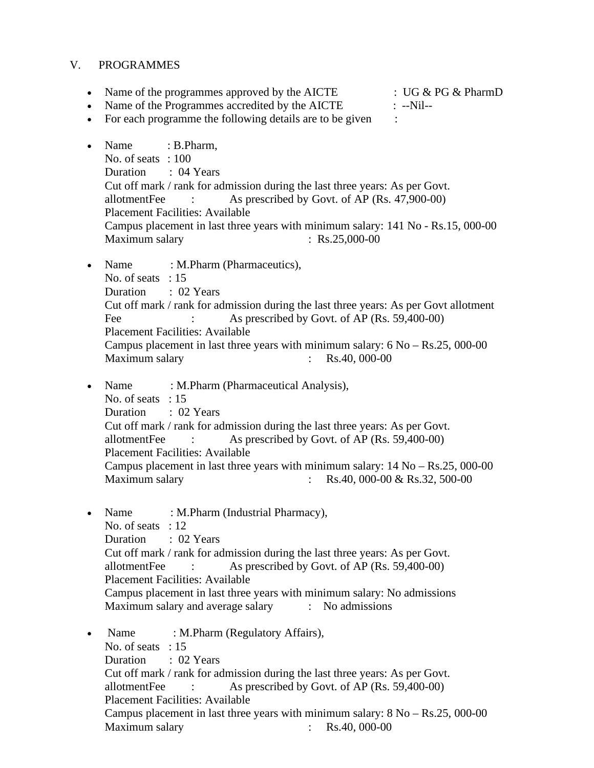V. PROGRAMMES

- Name of the programmes approved by the AICTE : UG & PG & PharmD
- Name of the Programmes accredited by the AICTE : --Nil--
- For each programme the following details are to be given :

- Name : B.Pharm,
  No. of seats : 100
  Duration : 04 Years
  Cut off mark / rank for admission during the last three years: As per Govt. allotmentFee : As prescribed by Govt. of AP (Rs. 47,900-00)
  Placement Facilities: Available
  Campus placement in last three years with minimum salary: 141 No - Rs.15, 000-00
  Maximum salary : Rs.25,000-00

- Name : M.Pharm (Pharmaceutics),
  No. of seats : 15
  Duration : 02 Years
  Cut off mark / rank for admission during the last three years: As per Govt allotment
  Fee : As prescribed by Govt. of AP (Rs. 59,400-00)
  Placement Facilities: Available
  Campus placement in last three years with minimum salary: 6 No – Rs.25, 000-00
  Maximum salary : Rs.40, 000-00

- Name : M.Pharm (Pharmaceutical Analysis),
  No. of seats : 15
  Duration : 02 Years
  Cut off mark / rank for admission during the last three years: As per Govt. allotmentFee : As prescribed by Govt. of AP (Rs. 59,400-00)
  Placement Facilities: Available
  Campus placement in last three years with minimum salary: 14 No – Rs.25, 000-00
  Maximum salary : Rs.40, 000-00 & Rs.32, 500-00

- Name : M.Pharm (Industrial Pharmacy),
  No. of seats : 12
  Duration : 02 Years
  Cut off mark / rank for admission during the last three years: As per Govt. allotmentFee : As prescribed by Govt. of AP (Rs. 59,400-00)
  Placement Facilities: Available
  Campus placement in last three years with minimum salary: No admissions
  Maximum salary and average salary : No admissions

- Name : M.Pharm (Regulatory Affairs),
  No. of seats : 15
  Duration : 02 Years
  Cut off mark / rank for admission during the last three years: As per Govt. allotmentFee : As prescribed by Govt. of AP (Rs. 59,400-00)
  Placement Facilities: Available
  Campus placement in last three years with minimum salary: 8 No – Rs.25, 000-00
  Maximum salary : Rs.40, 000-00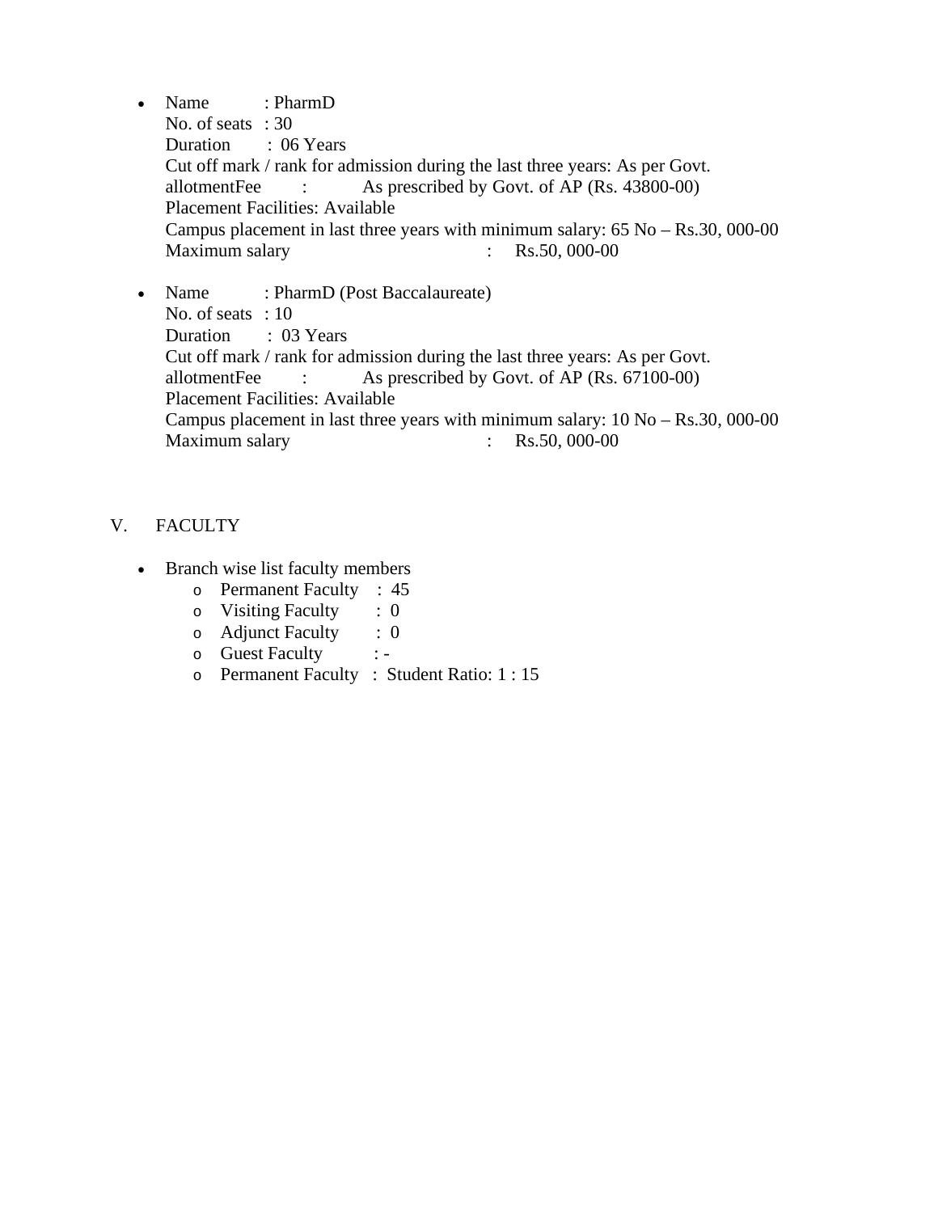- Name : PharmD  
  No. of seats : 30  
  Duration : 06 Years  
  Cut off mark / rank for admission during the last three years: As per Govt. allotmentFee : As prescribed by Govt. of AP (Rs. 43800-00)  
  Placement Facilities: Available  
  Campus placement in last three years with minimum salary: 65 No – Rs.30, 000-00  
  Maximum salary : Rs.50, 000-00

- Name : PharmD (Post Baccalaureate)  
  No. of seats : 10  
  Duration : 03 Years  
  Cut off mark / rank for admission during the last three years: As per Govt. allotmentFee : As prescribed by Govt. of AP (Rs. 67100-00)  
  Placement Facilities: Available  
  Campus placement in last three years with minimum salary: 10 No – Rs.30, 000-00  
  Maximum salary : Rs.50, 000-00

## V. FACULTY

- Branch wise list faculty members
  - Permanent Faculty : 45
  - Visiting Faculty : 0
  - Adjunct Faculty : 0
  - Guest Faculty : -
  - Permanent Faculty : Student Ratio: 1 : 15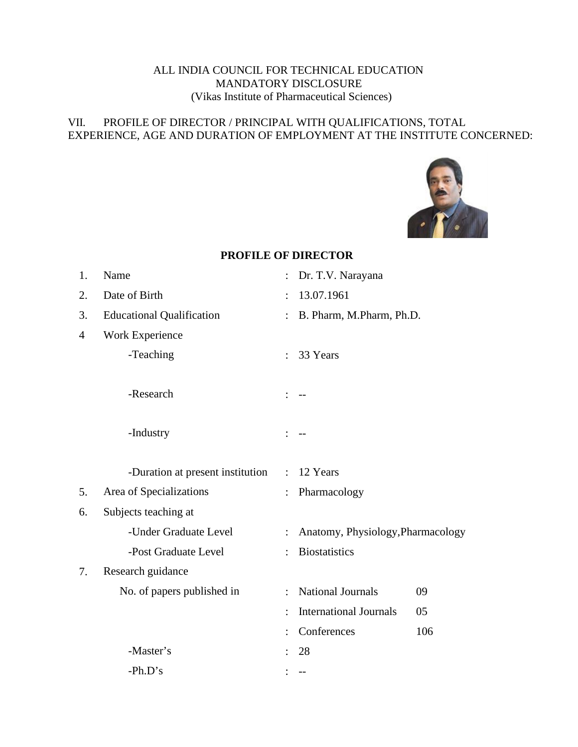ALL INDIA COUNCIL FOR TECHNICAL EDUCATION
MANDATORY DISCLOSURE
(Vikas Institute of Pharmaceutical Sciences)

VII. PROFILE OF DIRECTOR / PRINCIPAL WITH QUALIFICATIONS, TOTAL EXPERIENCE, AGE AND DURATION OF EMPLOYMENT AT THE INSTITUTE CONCERNED:

## PROFILE OF DIRECTOR

| | | | | |
|---|---|---|---|---|
| 1. | Name | : | Dr. T.V. Narayana | |
| 2. | Date of Birth | : | 13.07.1961 | |
| 3. | Educational Qualification | : | B. Pharm, M.Pharm, Ph.D. | |
| 4 | Work Experience | | | |
| | -Teaching | : | 33 Years | |
| | -Research | : | -- | |
| | -Industry | : | -- | |
| | -Duration at present institution | : | 12 Years | |
| 5. | Area of Specializations | : | Pharmacology | |
| 6. | Subjects teaching at | | | |
| | -Under Graduate Level | : | Anatomy, Physiology,Pharmacology | |
| | -Post Graduate Level | : | Biostatistics | |
| 7. | Research guidance | | | |
| | No. of papers published in | : | National Journals | 09 |
| | | : | International Journals | 05 |
| | | : | Conferences | 106 |
| | -Master's | : | 28 | |
| | -Ph.D's | : | -- | |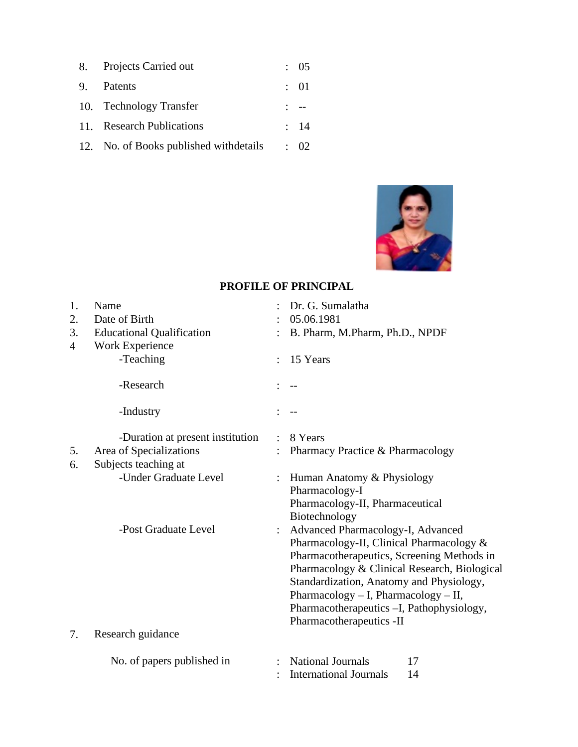| | | | |
|---|---|---|---|
| 8. | Projects Carried out | : | 05 |
| 9. | Patents | : | 01 |
| 10. | Technology Transfer | : | -- |
| 11. | Research Publications | : | 14 |
| 12. | No. of Books published withdetails | : | 02 |

## PROFILE OF PRINCIPAL

| | | | |
|---|---|---|---|
| 1. | Name | : | Dr. G. Sumalatha |
| 2. | Date of Birth | : | 05.06.1981 |
| 3. | Educational Qualification | : | B. Pharm, M.Pharm, Ph.D., NPDF |
| 4 | Work Experience | | |
| | -Teaching | : | 15 Years |
| | -Research | : | -- |
| | -Industry | : | -- |
| | -Duration at present institution | : | 8 Years |
| 5. | Area of Specializations | : | Pharmacy Practice & Pharmacology |
| 6. | Subjects teaching at | | |
| | -Under Graduate Level | : | Human Anatomy & Physiology Pharmacology-I Pharmacology-II, Pharmaceutical Biotechnology |
| | -Post Graduate Level | : | Advanced Pharmacology-I, Advanced Pharmacology-II, Clinical Pharmacology & Pharmacotherapeutics, Screening Methods in Pharmacology & Clinical Research, Biological Standardization, Anatomy and Physiology, Pharmacology – I, Pharmacology – II, Pharmacotherapeutics –I, Pathophysiology, Pharmacotherapeutics -II |
| 7. | Research guidance | | |
| | No. of papers published in | : | National Journals 17 |
| | | : | International Journals 14 |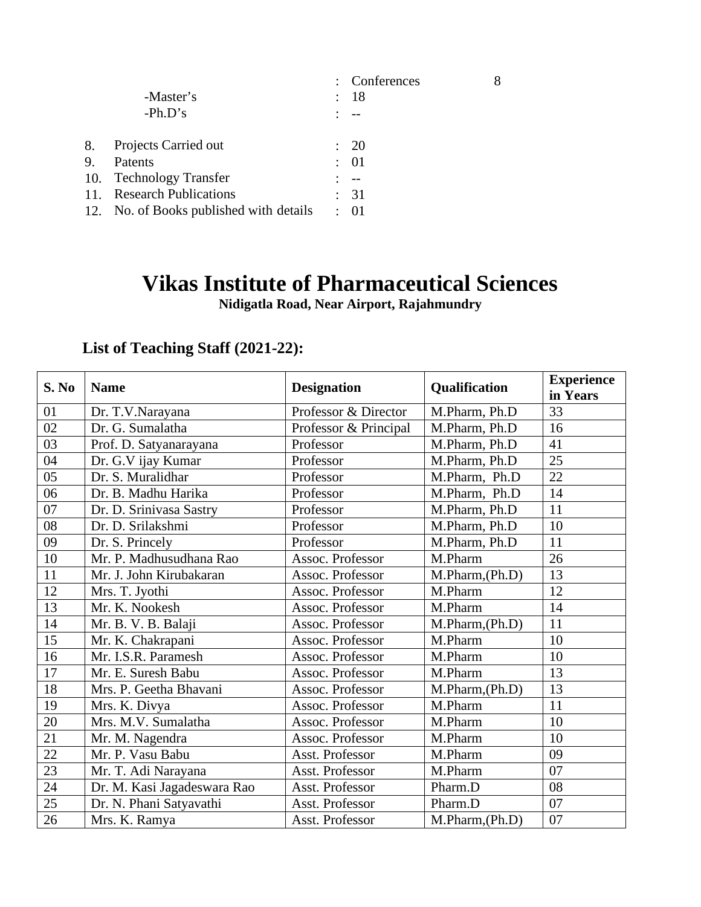: Conferences 8

-Master's : 18

-Ph.D's : --

8. Projects Carried out : 20
9. Patents : 01
10. Technology Transfer : --
11. Research Publications : 31
12. No. of Books published with details : 01

# Vikas Institute of Pharmaceutical Sciences

**Nidigatla Road, Near Airport, Rajahmundry**

## List of Teaching Staff (2021-22):

| S. No | Name | Designation | Qualification | Experience in Years |
|---|---|---|---|---|
| 01 | Dr. T.V.Narayana | Professor & Director | M.Pharm, Ph.D | 33 |
| 02 | Dr. G. Sumalatha | Professor & Principal | M.Pharm, Ph.D | 16 |
| 03 | Prof. D. Satyanarayana | Professor | M.Pharm, Ph.D | 41 |
| 04 | Dr. G.V ijay Kumar | Professor | M.Pharm, Ph.D | 25 |
| 05 | Dr. S. Muralidhar | Professor | M.Pharm, Ph.D | 22 |
| 06 | Dr. B. Madhu Harika | Professor | M.Pharm, Ph.D | 14 |
| 07 | Dr. D. Srinivasa Sastry | Professor | M.Pharm, Ph.D | 11 |
| 08 | Dr. D. Srilakshmi | Professor | M.Pharm, Ph.D | 10 |
| 09 | Dr. S. Princely | Professor | M.Pharm, Ph.D | 11 |
| 10 | Mr. P. Madhusudhana Rao | Assoc. Professor | M.Pharm | 26 |
| 11 | Mr. J. John Kirubakaran | Assoc. Professor | M.Pharm,(Ph.D) | 13 |
| 12 | Mrs. T. Jyothi | Assoc. Professor | M.Pharm | 12 |
| 13 | Mr. K. Nookesh | Assoc. Professor | M.Pharm | 14 |
| 14 | Mr. B. V. B. Balaji | Assoc. Professor | M.Pharm,(Ph.D) | 11 |
| 15 | Mr. K. Chakrapani | Assoc. Professor | M.Pharm | 10 |
| 16 | Mr. I.S.R. Paramesh | Assoc. Professor | M.Pharm | 10 |
| 17 | Mr. E. Suresh Babu | Assoc. Professor | M.Pharm | 13 |
| 18 | Mrs. P. Geetha Bhavani | Assoc. Professor | M.Pharm,(Ph.D) | 13 |
| 19 | Mrs. K. Divya | Assoc. Professor | M.Pharm | 11 |
| 20 | Mrs. M.V. Sumalatha | Assoc. Professor | M.Pharm | 10 |
| 21 | Mr. M. Nagendra | Assoc. Professor | M.Pharm | 10 |
| 22 | Mr. P. Vasu Babu | Asst. Professor | M.Pharm | 09 |
| 23 | Mr. T. Adi Narayana | Asst. Professor | M.Pharm | 07 |
| 24 | Dr. M. Kasi Jagadeswara Rao | Asst. Professor | Pharm.D | 08 |
| 25 | Dr. N. Phani Satyavathi | Asst. Professor | Pharm.D | 07 |
| 26 | Mrs. K. Ramya | Asst. Professor | M.Pharm,(Ph.D) | 07 |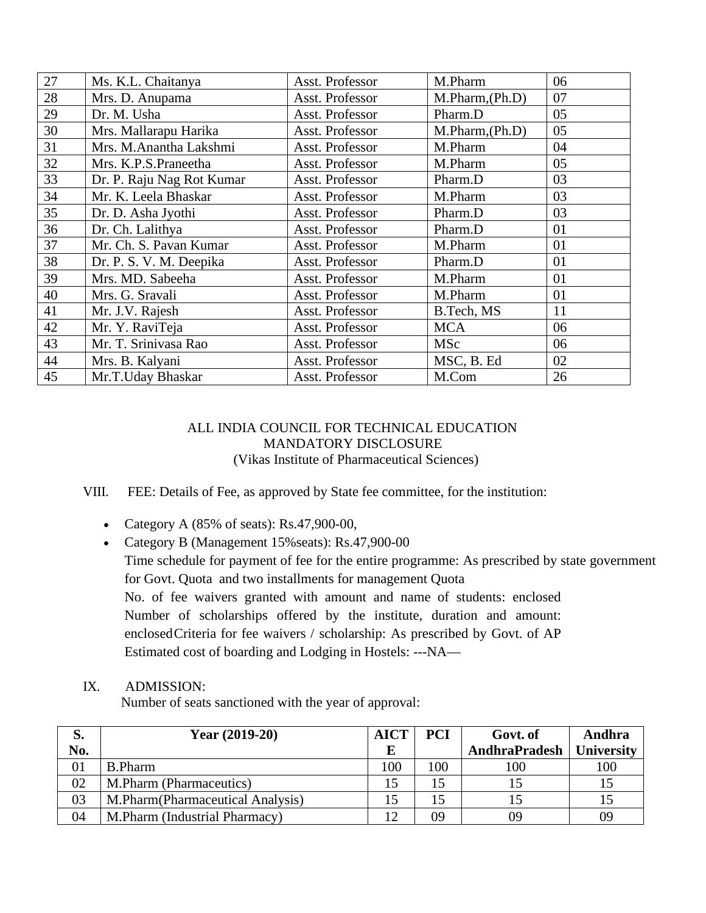| 27 | Ms. K.L. Chaitanya | Asst. Professor | M.Pharm | 06 |
|---|---|---|---|---|
| 28 | Mrs. D. Anupama | Asst. Professor | M.Pharm,(Ph.D) | 07 |
| 29 | Dr. M. Usha | Asst. Professor | Pharm.D | 05 |
| 30 | Mrs. Mallarapu Harika | Asst. Professor | M.Pharm,(Ph.D) | 05 |
| 31 | Mrs. M.Anantha Lakshmi | Asst. Professor | M.Pharm | 04 |
| 32 | Mrs. K.P.S.Praneetha | Asst. Professor | M.Pharm | 05 |
| 33 | Dr. P. Raju Nag Rot Kumar | Asst. Professor | Pharm.D | 03 |
| 34 | Mr. K. Leela Bhaskar | Asst. Professor | M.Pharm | 03 |
| 35 | Dr. D. Asha Jyothi | Asst. Professor | Pharm.D | 03 |
| 36 | Dr. Ch. Lalithya | Asst. Professor | Pharm.D | 01 |
| 37 | Mr. Ch. S. Pavan Kumar | Asst. Professor | M.Pharm | 01 |
| 38 | Dr. P. S. V. M. Deepika | Asst. Professor | Pharm.D | 01 |
| 39 | Mrs. MD. Sabeeha | Asst. Professor | M.Pharm | 01 |
| 40 | Mrs. G. Sravali | Asst. Professor | M.Pharm | 01 |
| 41 | Mr. J.V. Rajesh | Asst. Professor | B.Tech, MS | 11 |
| 42 | Mr. Y. RaviTeja | Asst. Professor | MCA | 06 |
| 43 | Mr. T. Srinivasa Rao | Asst. Professor | MSc | 06 |
| 44 | Mrs. B. Kalyani | Asst. Professor | MSC, B. Ed | 02 |
| 45 | Mr.T.Uday Bhaskar | Asst. Professor | M.Com | 26 |

ALL INDIA COUNCIL FOR TECHNICAL EDUCATION
MANDATORY DISCLOSURE
(Vikas Institute of Pharmaceutical Sciences)

VIII. FEE: Details of Fee, as approved by State fee committee, for the institution:

- Category A (85% of seats): Rs.47,900-00,
- Category B (Management 15%seats): Rs.47,900-00

  Time schedule for payment of fee for the entire programme: As prescribed by state government for Govt. Quota and two installments for management Quota
  No. of fee waivers granted with amount and name of students: enclosed
  Number of scholarships offered by the institute, duration and amount: enclosed
  Criteria for fee waivers / scholarship: As prescribed by Govt. of AP
  Estimated cost of boarding and Lodging in Hostels: ---NA—

IX. ADMISSION:

Number of seats sanctioned with the year of approval:

| S. No. | Year (2019-20) | AICTE | PCI | Govt. of AndhraPradesh | Andhra University |
|---|---|---|---|---|---|
| 01 | B.Pharm | 100 | 100 | 100 | 100 |
| 02 | M.Pharm (Pharmaceutics) | 15 | 15 | 15 | 15 |
| 03 | M.Pharm(Pharmaceutical Analysis) | 15 | 15 | 15 | 15 |
| 04 | M.Pharm (Industrial Pharmacy) | 12 | 09 | 09 | 09 |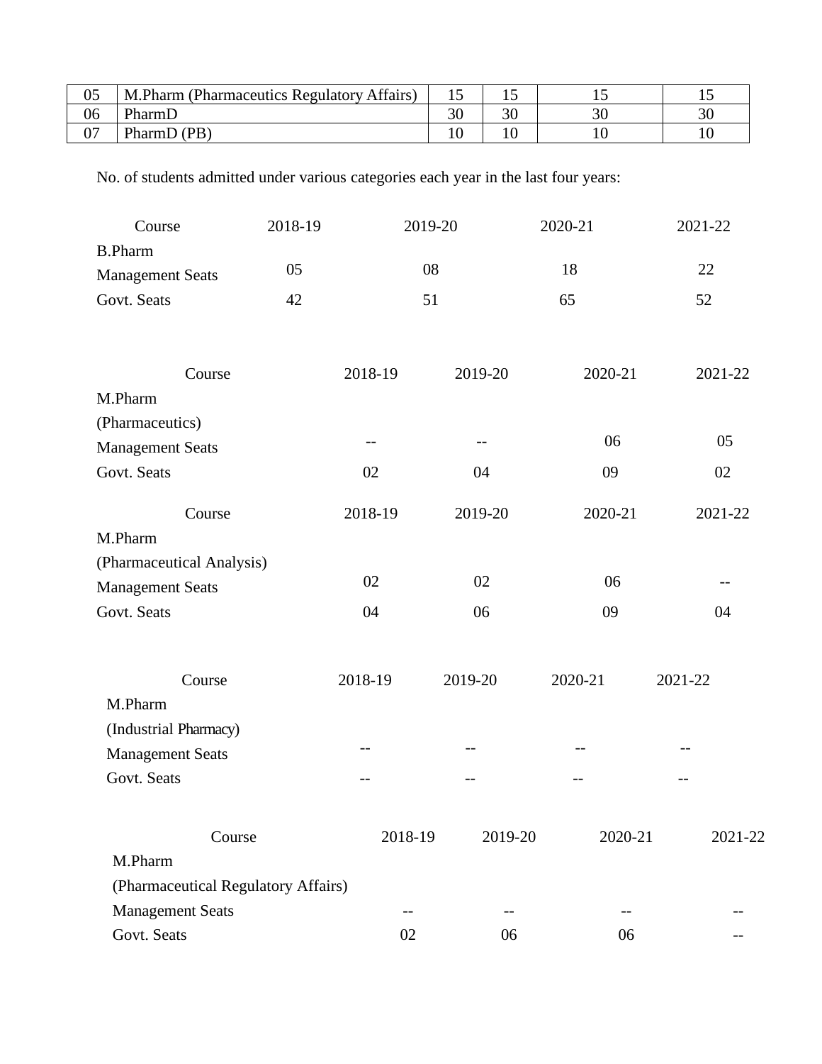| 05 | M.Pharm (Pharmaceutics Regulatory Affairs) | 15 | 15 | 15 | 15 |
|---|---|---|---|---|---|
| 06 | PharmD | 30 | 30 | 30 | 30 |
| 07 | PharmD (PB) | 10 | 10 | 10 | 10 |

No. of students admitted under various categories each year in the last four years:

| Course | 2018-19 | 2019-20 | 2020-21 | 2021-22 |
|---|---|---|---|---|
| B.Pharm | | | | |
| Management Seats | 05 | 08 | 18 | 22 |
| Govt. Seats | 42 | 51 | 65 | 52 |

| Course | 2018-19 | 2019-20 | 2020-21 | 2021-22 |
|---|---|---|---|---|
| M.Pharm (Pharmaceutics) | | | | |
| Management Seats | -- | -- | 06 | 05 |
| Govt. Seats | 02 | 04 | 09 | 02 |

| Course | 2018-19 | 2019-20 | 2020-21 | 2021-22 |
|---|---|---|---|---|
| M.Pharm (Pharmaceutical Analysis) | | | | |
| Management Seats | 02 | 02 | 06 | -- |
| Govt. Seats | 04 | 06 | 09 | 04 |

| Course | 2018-19 | 2019-20 | 2020-21 | 2021-22 |
|---|---|---|---|---|
| M.Pharm (Industrial Pharmacy) | | | | |
| Management Seats | -- | -- | -- | -- |
| Govt. Seats | -- | -- | -- | -- |

| Course | 2018-19 | 2019-20 | 2020-21 | 2021-22 |
|---|---|---|---|---|
| M.Pharm (Pharmaceutical Regulatory Affairs) | | | | |
| Management Seats | -- | -- | -- | -- |
| Govt. Seats | 02 | 06 | 06 | -- |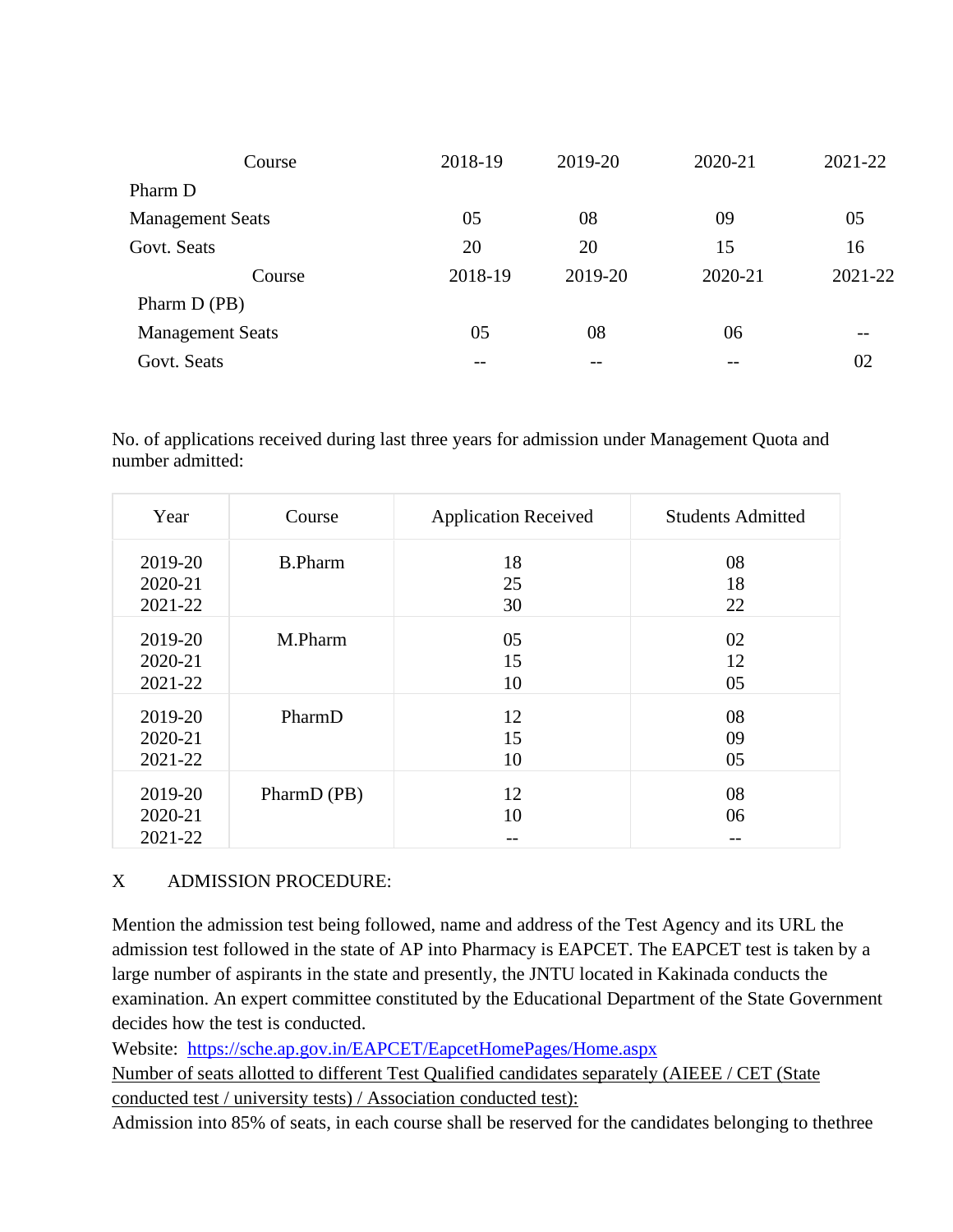| Course | 2018-19 | 2019-20 | 2020-21 | 2021-22 |
|---|---|---|---|---|
| Pharm D | | | | |
| Management Seats | 05 | 08 | 09 | 05 |
| Govt. Seats | 20 | 20 | 15 | 16 |

| Course | 2018-19 | 2019-20 | 2020-21 | 2021-22 |
|---|---|---|---|---|
| Pharm D (PB) | | | | |
| Management Seats | 05 | 08 | 06 | -- |
| Govt. Seats | -- | -- | -- | 02 |

No. of applications received during last three years for admission under Management Quota and number admitted:

| Year | Course | Application Received | Students Admitted |
|---|---|---|---|
| 2019-20<br>2020-21<br>2021-22 | B.Pharm | 18<br>25<br>30 | 08<br>18<br>22 |
| 2019-20<br>2020-21<br>2021-22 | M.Pharm | 05<br>15<br>10 | 02<br>12<br>05 |
| 2019-20<br>2020-21<br>2021-22 | PharmD | 12<br>15<br>10 | 08<br>09<br>05 |
| 2019-20<br>2020-21<br>2021-22 | PharmD (PB) | 12<br>10<br>-- | 08<br>06<br>-- |

X ADMISSION PROCEDURE:

Mention the admission test being followed, name and address of the Test Agency and its URL the admission test followed in the state of AP into Pharmacy is EAPCET. The EAPCET test is taken by a large number of aspirants in the state and presently, the JNTU located in Kakinada conducts the examination. An expert committee constituted by the Educational Department of the State Government decides how the test is conducted.

Website: [https://sche.ap.gov.in/EAPCET/EapcetHomePages/Home.aspx](https://sche.ap.gov.in/EAPCET/EapcetHomePages/Home.aspx)

Number of seats allotted to different Test Qualified candidates separately (AIEEE / CET (State conducted test / university tests) / Association conducted test):

Admission into 85% of seats, in each course shall be reserved for the candidates belonging to thethree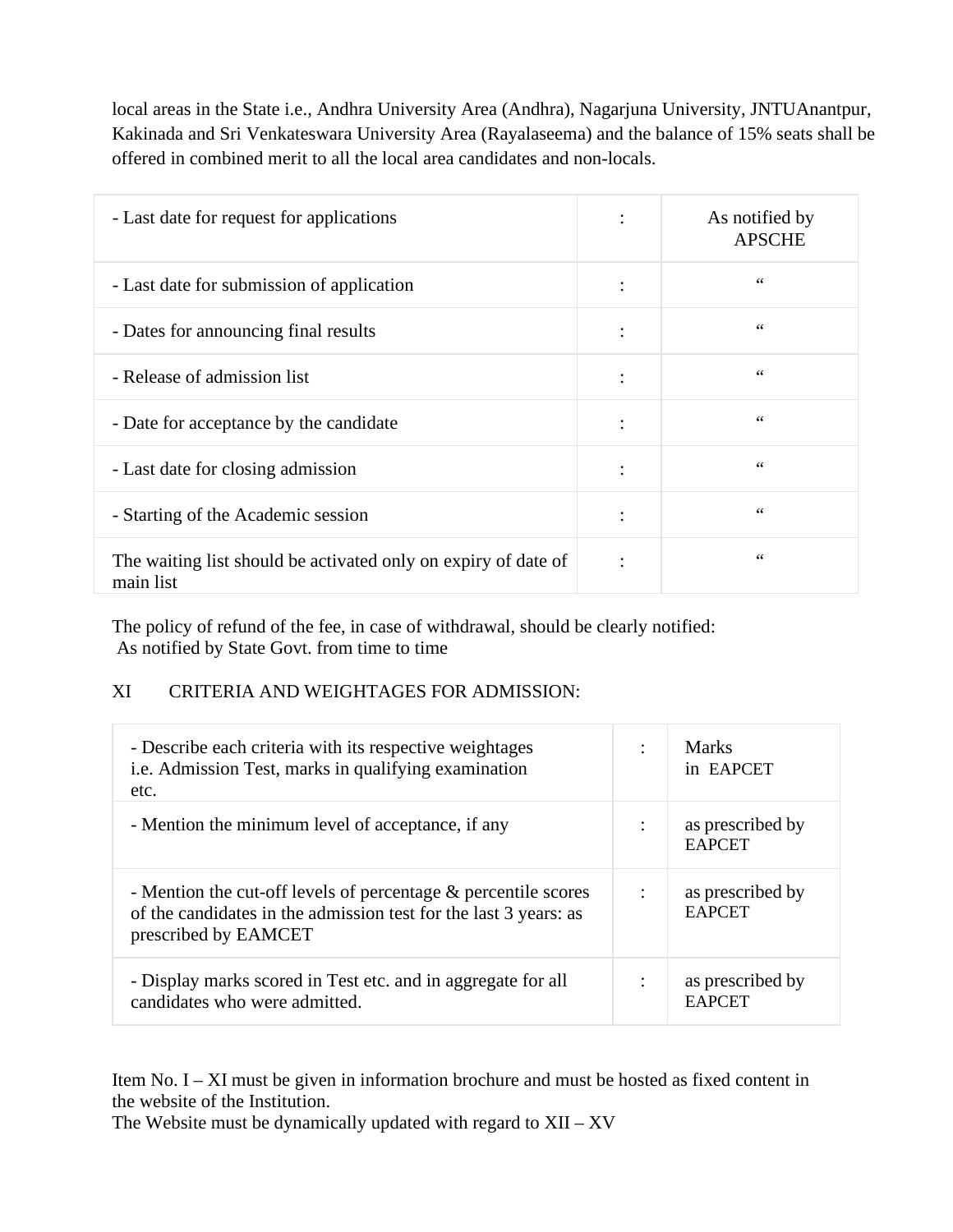local areas in the State i.e., Andhra University Area (Andhra), Nagarjuna University, JNTUAnantpur, Kakinada and Sri Venkateswara University Area (Rayalaseema) and the balance of 15% seats shall be offered in combined merit to all the local area candidates and non-locals.

| | | |
|---|---|---|
| - Last date for request for applications | : | As notified by APSCHE |
| - Last date for submission of application | : | “ |
| - Dates for announcing final results | : | “ |
| - Release of admission list | : | “ |
| - Date for acceptance by the candidate | : | “ |
| - Last date for closing admission | : | “ |
| - Starting of the Academic session | : | “ |
| The waiting list should be activated only on expiry of date of main list | : | “ |

The policy of refund of the fee, in case of withdrawal, should be clearly notified:
As notified by State Govt. from time to time

XI CRITERIA AND WEIGHTAGES FOR ADMISSION:

| | | |
|---|---|---|
| - Describe each criteria with its respective weightages i.e. Admission Test, marks in qualifying examination etc. | : | Marks in EAPCET |
| - Mention the minimum level of acceptance, if any | : | as prescribed by EAPCET |
| - Mention the cut-off levels of percentage & percentile scores of the candidates in the admission test for the last 3 years: as prescribed by EAMCET | : | as prescribed by EAPCET |
| - Display marks scored in Test etc. and in aggregate for all candidates who were admitted. | : | as prescribed by EAPCET |

Item No. I – XI must be given in information brochure and must be hosted as fixed content in the website of the Institution.
The Website must be dynamically updated with regard to XII – XV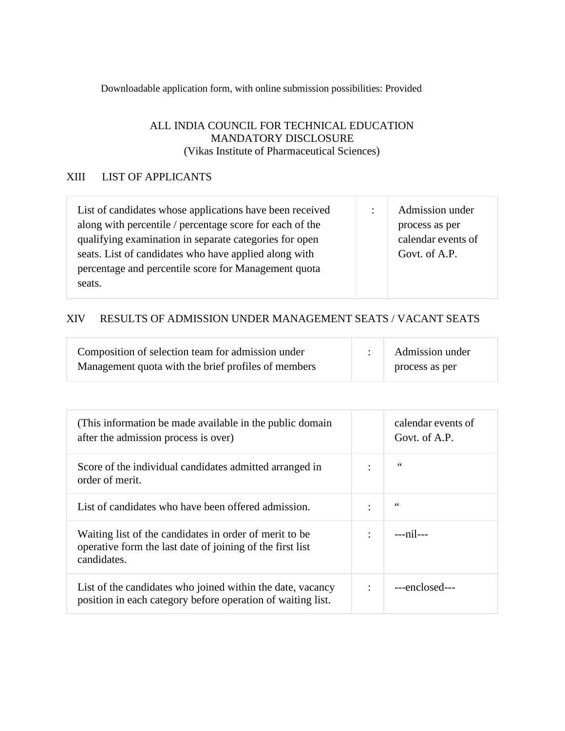Downloadable application form, with online submission possibilities: Provided

ALL INDIA COUNCIL FOR TECHNICAL EDUCATION
MANDATORY DISCLOSURE
(Vikas Institute of Pharmaceutical Sciences)

## XIII LIST OF APPLICANTS

| | | |
|---|---|---|
| List of candidates whose applications have been received along with percentile / percentage score for each of the qualifying examination in separate categories for open seats. List of candidates who have applied along with percentage and percentile score for Management quota seats. | : | Admission under process as per calendar events of Govt. of A.P. |

## XIV RESULTS OF ADMISSION UNDER MANAGEMENT SEATS / VACANT SEATS

| | | |
|---|---|---|
| Composition of selection team for admission under Management quota with the brief profiles of members | : | Admission under process as per |
| (This information be made available in the public domain after the admission process is over) | | calendar events of Govt. of A.P. |
| Score of the individual candidates admitted arranged in order of merit. | : | " |
| List of candidates who have been offered admission. | : | " |
| Waiting list of the candidates in order of merit to be operative form the last date of joining of the first list candidates. | : | ---nil--- |
| List of the candidates who joined within the date, vacancy position in each category before operation of waiting list. | : | ---enclosed--- |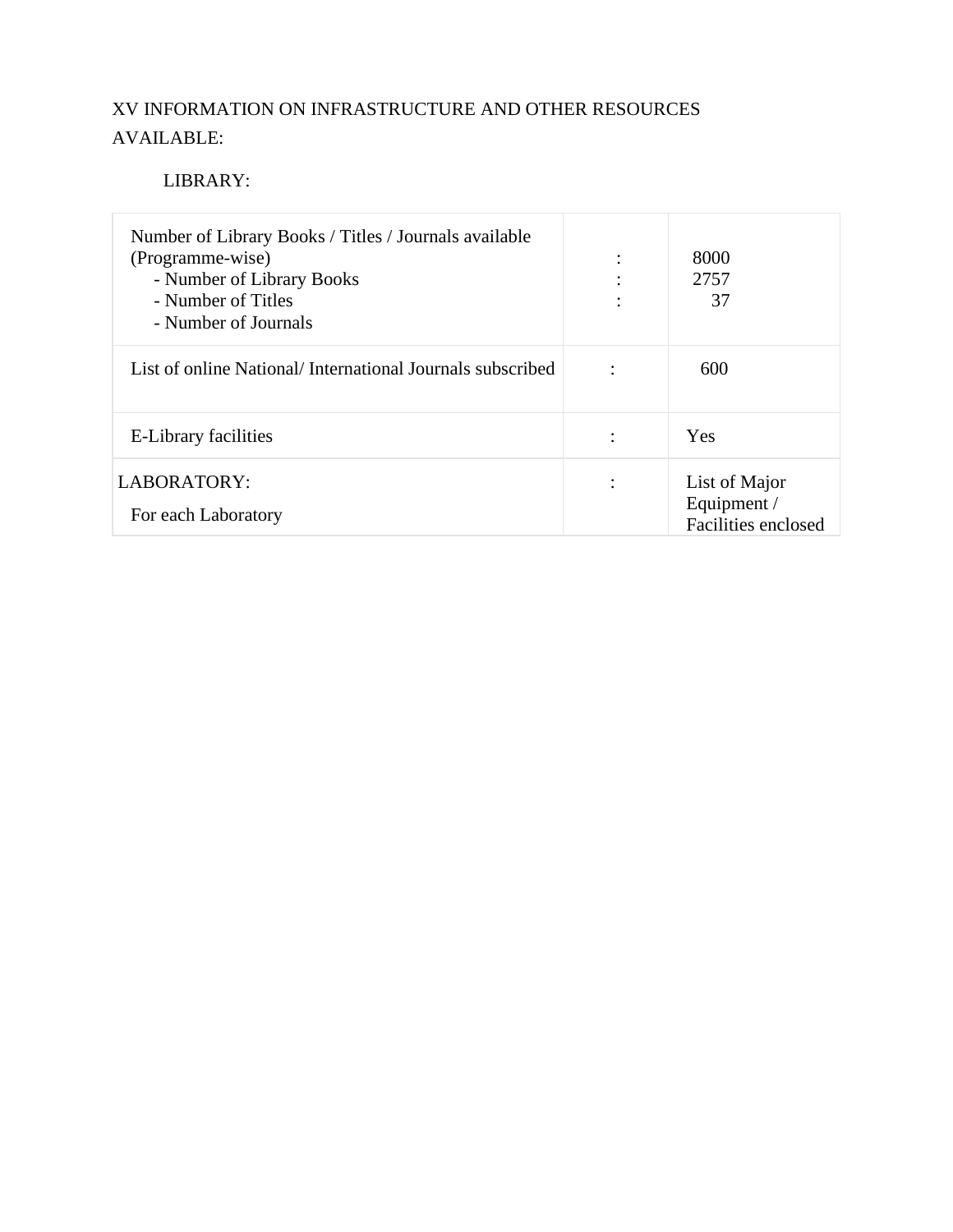XV INFORMATION ON INFRASTRUCTURE AND OTHER RESOURCES AVAILABLE:

LIBRARY:

| | | |
|---|---|---|
| Number of Library Books / Titles / Journals available (Programme-wise)<br>- Number of Library Books<br>- Number of Titles<br>- Number of Journals | :<br>:<br>: | 8000<br>2757<br>37 |
| List of online National/ International Journals subscribed | : | 600 |
| E-Library facilities | : | Yes |
| LABORATORY:<br>For each Laboratory | : | List of Major Equipment / Facilities enclosed |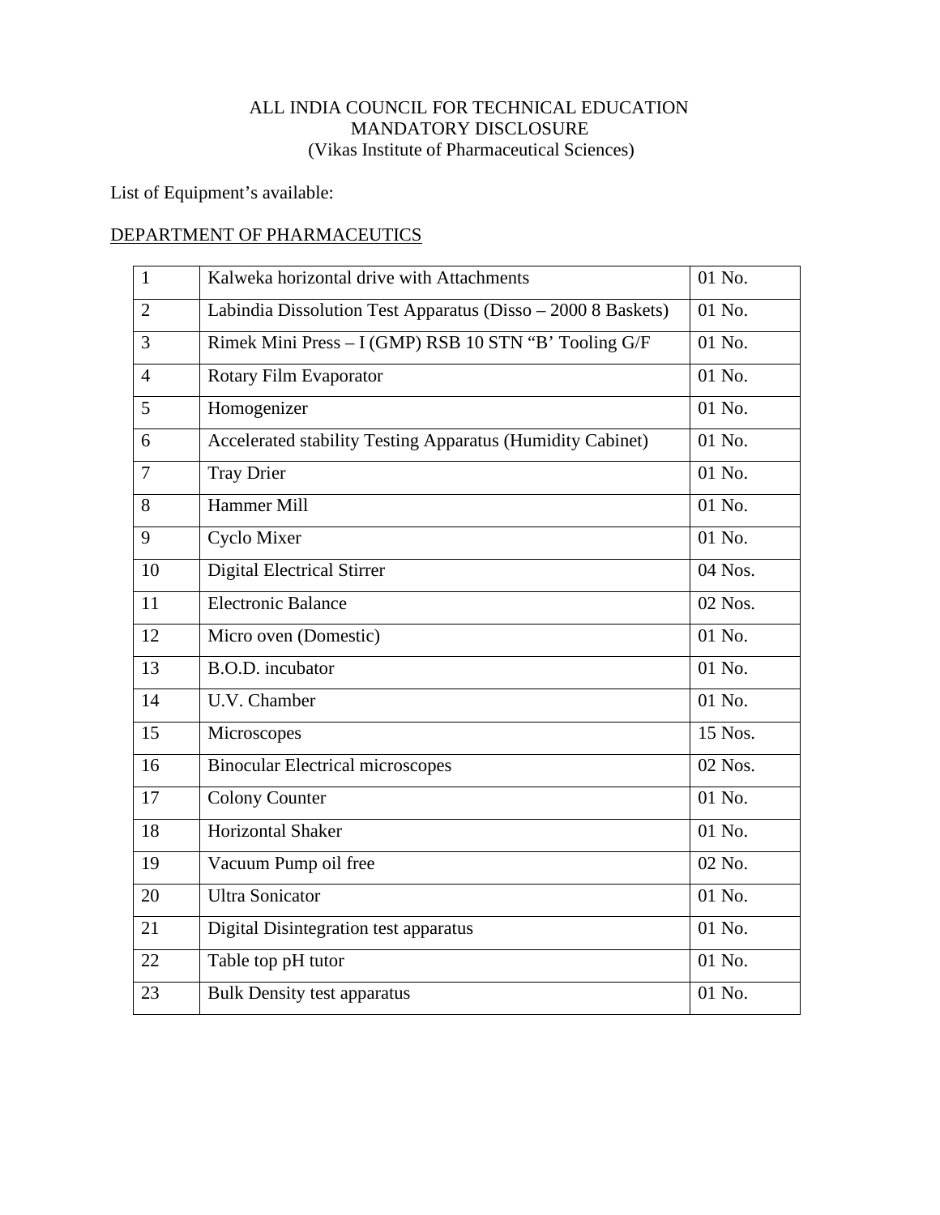ALL INDIA COUNCIL FOR TECHNICAL EDUCATION
MANDATORY DISCLOSURE
(Vikas Institute of Pharmaceutical Sciences)

List of Equipment's available:

DEPARTMENT OF PHARMACEUTICS

| | | |
|---|---|---|
| 1 | Kalweka horizontal drive with Attachments | 01 No. |
| 2 | Labindia Dissolution Test Apparatus (Disso – 2000 8 Baskets) | 01 No. |
| 3 | Rimek Mini Press – I (GMP) RSB 10 STN "B' Tooling G/F | 01 No. |
| 4 | Rotary Film Evaporator | 01 No. |
| 5 | Homogenizer | 01 No. |
| 6 | Accelerated stability Testing Apparatus (Humidity Cabinet) | 01 No. |
| 7 | Tray Drier | 01 No. |
| 8 | Hammer Mill | 01 No. |
| 9 | Cyclo Mixer | 01 No. |
| 10 | Digital Electrical Stirrer | 04 Nos. |
| 11 | Electronic Balance | 02 Nos. |
| 12 | Micro oven (Domestic) | 01 No. |
| 13 | B.O.D. incubator | 01 No. |
| 14 | U.V. Chamber | 01 No. |
| 15 | Microscopes | 15 Nos. |
| 16 | Binocular Electrical microscopes | 02 Nos. |
| 17 | Colony Counter | 01 No. |
| 18 | Horizontal Shaker | 01 No. |
| 19 | Vacuum Pump oil free | 02 No. |
| 20 | Ultra Sonicator | 01 No. |
| 21 | Digital Disintegration test apparatus | 01 No. |
| 22 | Table top pH tutor | 01 No. |
| 23 | Bulk Density test apparatus | 01 No. |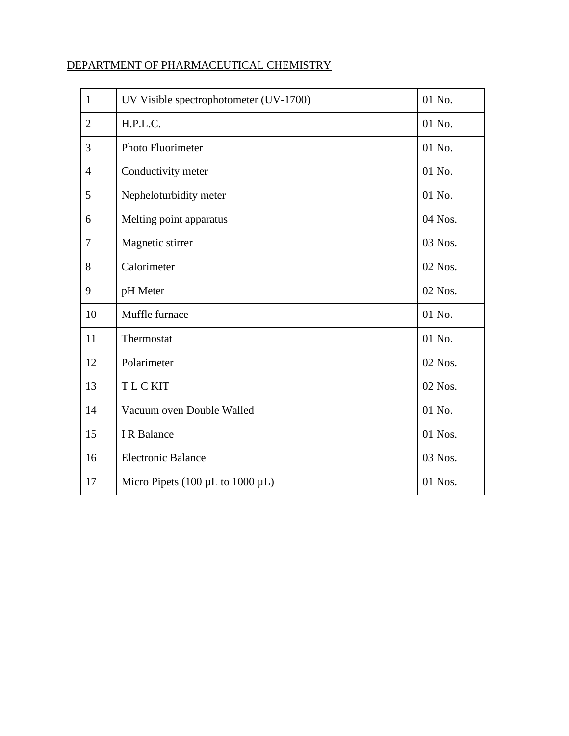<u>DEPARTMENT OF PHARMACEUTICAL CHEMISTRY</u>

| | | |
|---|---|---|
| 1 | UV Visible spectrophotometer (UV-1700) | 01 No. |
| 2 | H.P.L.C. | 01 No. |
| 3 | Photo Fluorimeter | 01 No. |
| 4 | Conductivity meter | 01 No. |
| 5 | Nepheloturbidity meter | 01 No. |
| 6 | Melting point apparatus | 04 Nos. |
| 7 | Magnetic stirrer | 03 Nos. |
| 8 | Calorimeter | 02 Nos. |
| 9 | pH Meter | 02 Nos. |
| 10 | Muffle furnace | 01 No. |
| 11 | Thermostat | 01 No. |
| 12 | Polarimeter | 02 Nos. |
| 13 | T L C KIT | 02 Nos. |
| 14 | Vacuum oven Double Walled | 01 No. |
| 15 | I R Balance | 01 Nos. |
| 16 | Electronic Balance | 03 Nos. |
| 17 | Micro Pipets (100 µL to 1000 µL) | 01 Nos. |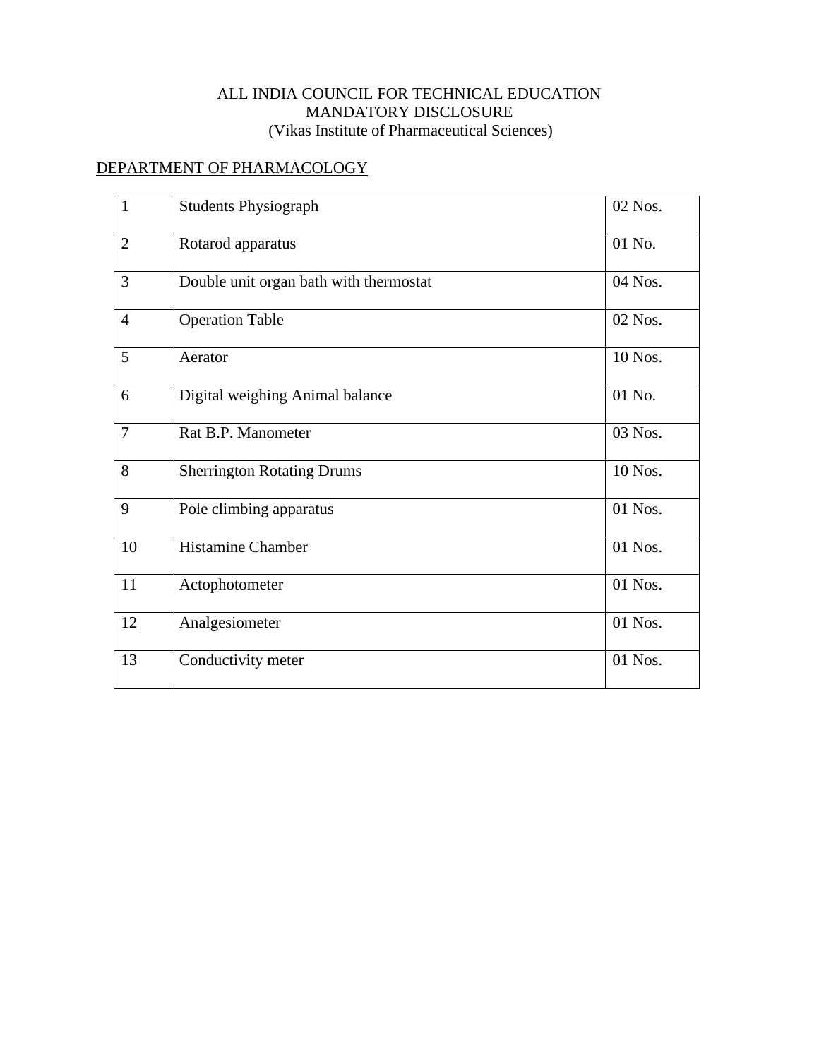ALL INDIA COUNCIL FOR TECHNICAL EDUCATION
MANDATORY DISCLOSURE
(Vikas Institute of Pharmaceutical Sciences)

DEPARTMENT OF PHARMACOLOGY

| | | |
|---|---|---|
| 1 | Students Physiograph | 02 Nos. |
| 2 | Rotarod apparatus | 01 No. |
| 3 | Double unit organ bath with thermostat | 04 Nos. |
| 4 | Operation Table | 02 Nos. |
| 5 | Aerator | 10 Nos. |
| 6 | Digital weighing Animal balance | 01 No. |
| 7 | Rat B.P. Manometer | 03 Nos. |
| 8 | Sherrington Rotating Drums | 10 Nos. |
| 9 | Pole climbing apparatus | 01 Nos. |
| 10 | Histamine Chamber | 01 Nos. |
| 11 | Actophotometer | 01 Nos. |
| 12 | Analgesiometer | 01 Nos. |
| 13 | Conductivity meter | 01 Nos. |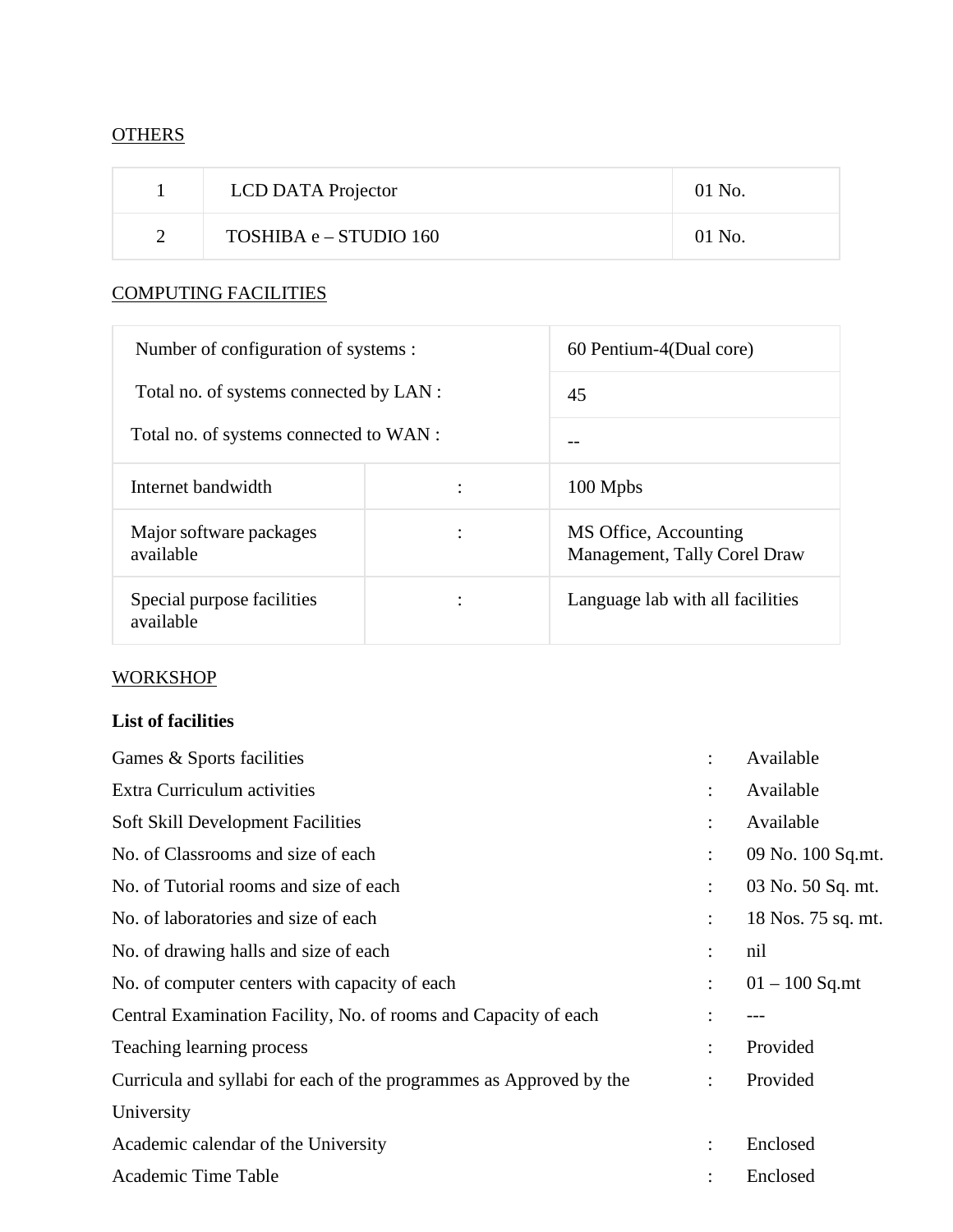<u>OTHERS</u>

| | | |
|---|---|---|
| 1 | LCD DATA Projector | 01 No. |
| 2 | TOSHIBA e – STUDIO 160 | 01 No. |

<u>COMPUTING FACILITIES</u>

| | | |
|---|---|---|
| Number of configuration of systems : | | 60 Pentium-4(Dual core) |
| Total no. of systems connected by LAN : | | 45 |
| Total no. of systems connected to WAN : | | -- |
| Internet bandwidth | : | 100 Mpbs |
| Major software packages available | : | MS Office, Accounting Management, Tally Corel Draw |
| Special purpose facilities available | : | Language lab with all facilities |

<u>WORKSHOP</u>

**List of facilities**

| | | |
|---|---|---|
| Games & Sports facilities | : | Available |
| Extra Curriculum activities | : | Available |
| Soft Skill Development Facilities | : | Available |
| No. of Classrooms and size of each | : | 09 No. 100 Sq.mt. |
| No. of Tutorial rooms and size of each | : | 03 No. 50 Sq. mt. |
| No. of laboratories and size of each | : | 18 Nos. 75 sq. mt. |
| No. of drawing halls and size of each | : | nil |
| No. of computer centers with capacity of each | : | 01 – 100 Sq.mt |
| Central Examination Facility, No. of rooms and Capacity of each | : | --- |
| Teaching learning process | : | Provided |
| Curricula and syllabi for each of the programmes as Approved by the University | : | Provided |
| Academic calendar of the University | : | Enclosed |
| Academic Time Table | : | Enclosed |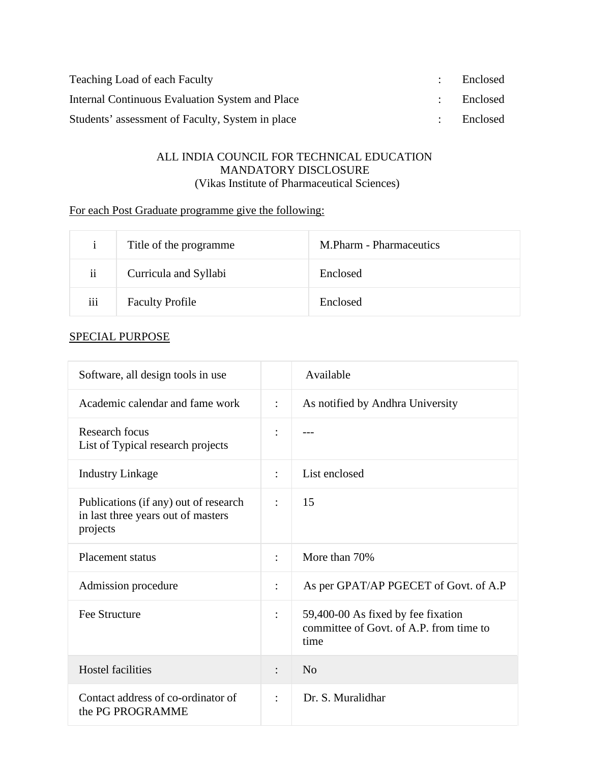Teaching Load of each Faculty : Enclosed

Internal Continuous Evaluation System and Place : Enclosed

Students' assessment of Faculty, System in place : Enclosed

ALL INDIA COUNCIL FOR TECHNICAL EDUCATION
MANDATORY DISCLOSURE
(Vikas Institute of Pharmaceutical Sciences)

For each Post Graduate programme give the following:

| i | Title of the programme | M.Pharm - Pharmaceutics |
|---|---|---|
| ii | Curricula and Syllabi | Enclosed |
| iii | Faculty Profile | Enclosed |

SPECIAL PURPOSE

| Software, all design tools in use | | Available |
|---|---|---|
| Academic calendar and fame work | : | As notified by Andhra University |
| Research focus<br>List of Typical research projects | : | --- |
| Industry Linkage | : | List enclosed |
| Publications (if any) out of research in last three years out of masters projects | : | 15 |
| Placement status | : | More than 70% |
| Admission procedure | : | As per GPAT/AP PGECET of Govt. of A.P |
| Fee Structure | : | 59,400-00 As fixed by fee fixation committee of Govt. of A.P. from time to time |
| Hostel facilities | : | No |
| Contact address of co-ordinator of the PG PROGRAMME | : | Dr. S. Muralidhar |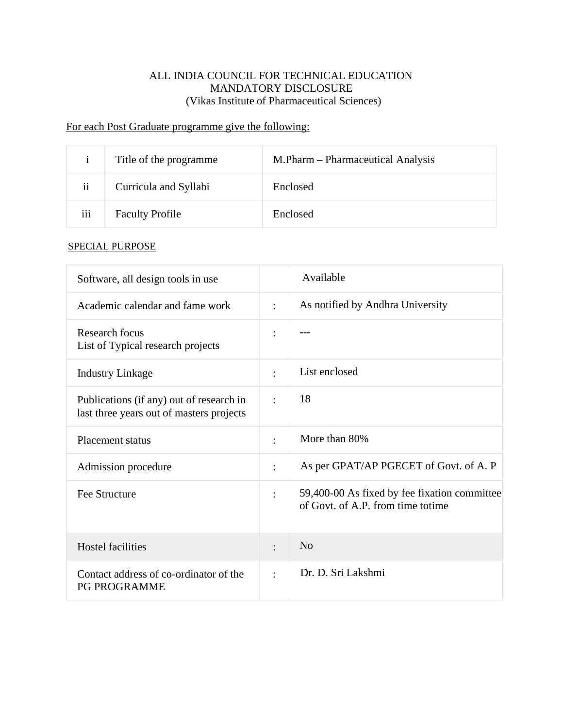ALL INDIA COUNCIL FOR TECHNICAL EDUCATION
MANDATORY DISCLOSURE
(Vikas Institute of Pharmaceutical Sciences)

For each Post Graduate programme give the following:

| | | |
|---|---|---|
| i | Title of the programme | M.Pharm – Pharmaceutical Analysis |
| ii | Curricula and Syllabi | Enclosed |
| iii | Faculty Profile | Enclosed |

SPECIAL PURPOSE

| | | |
|---|---|---|
| Software, all design tools in use | | Available |
| Academic calendar and fame work | : | As notified by Andhra University |
| Research focus<br>List of Typical research projects | : | --- |
| Industry Linkage | : | List enclosed |
| Publications (if any) out of research in last three years out of masters projects | : | 18 |
| Placement status | : | More than 80% |
| Admission procedure | : | As per GPAT/AP PGECET of Govt. of A. P |
| Fee Structure | : | 59,400-00 As fixed by fee fixation committee of Govt. of A.P. from time totime |
| Hostel facilities | : | No |
| Contact address of co-ordinator of the PG PROGRAMME | : | Dr. D. Sri Lakshmi |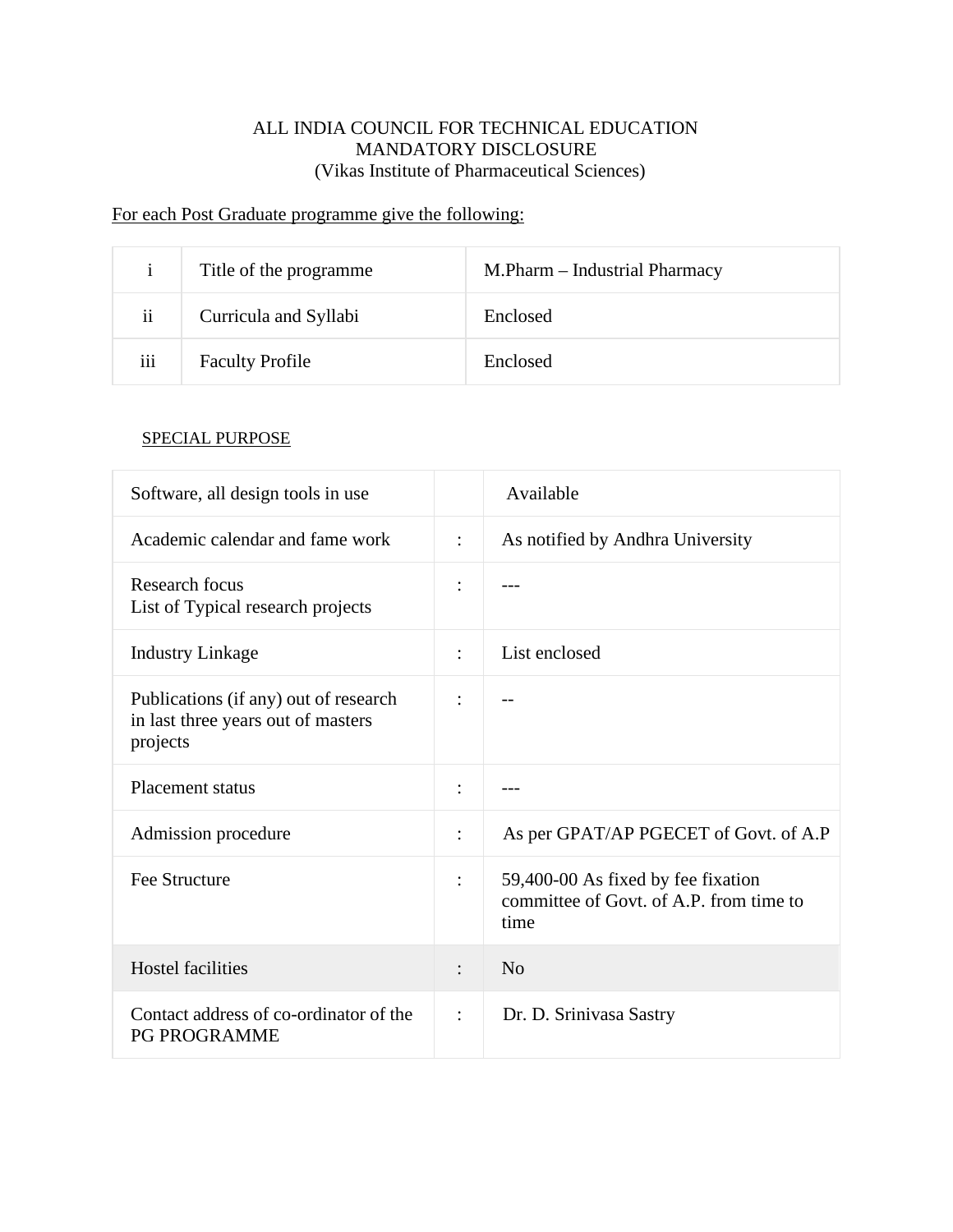ALL INDIA COUNCIL FOR TECHNICAL EDUCATION
MANDATORY DISCLOSURE
(Vikas Institute of Pharmaceutical Sciences)

<u>For each Post Graduate programme give the following:</u>

| | | |
|---|---|---|
| i | Title of the programme | M.Pharm – Industrial Pharmacy |
| ii | Curricula and Syllabi | Enclosed |
| iii | Faculty Profile | Enclosed |

<u>SPECIAL PURPOSE</u>

| | | |
|---|---|---|
| Software, all design tools in use | | Available |
| Academic calendar and fame work | : | As notified by Andhra University |
| Research focus<br>List of Typical research projects | : | --- |
| Industry Linkage | : | List enclosed |
| Publications (if any) out of research in last three years out of masters projects | : | -- |
| Placement status | : | --- |
| Admission procedure | : | As per GPAT/AP PGECET of Govt. of A.P |
| Fee Structure | : | 59,400-00 As fixed by fee fixation committee of Govt. of A.P. from time to time |
| Hostel facilities | : | No |
| Contact address of co-ordinator of the PG PROGRAMME | : | Dr. D. Srinivasa Sastry |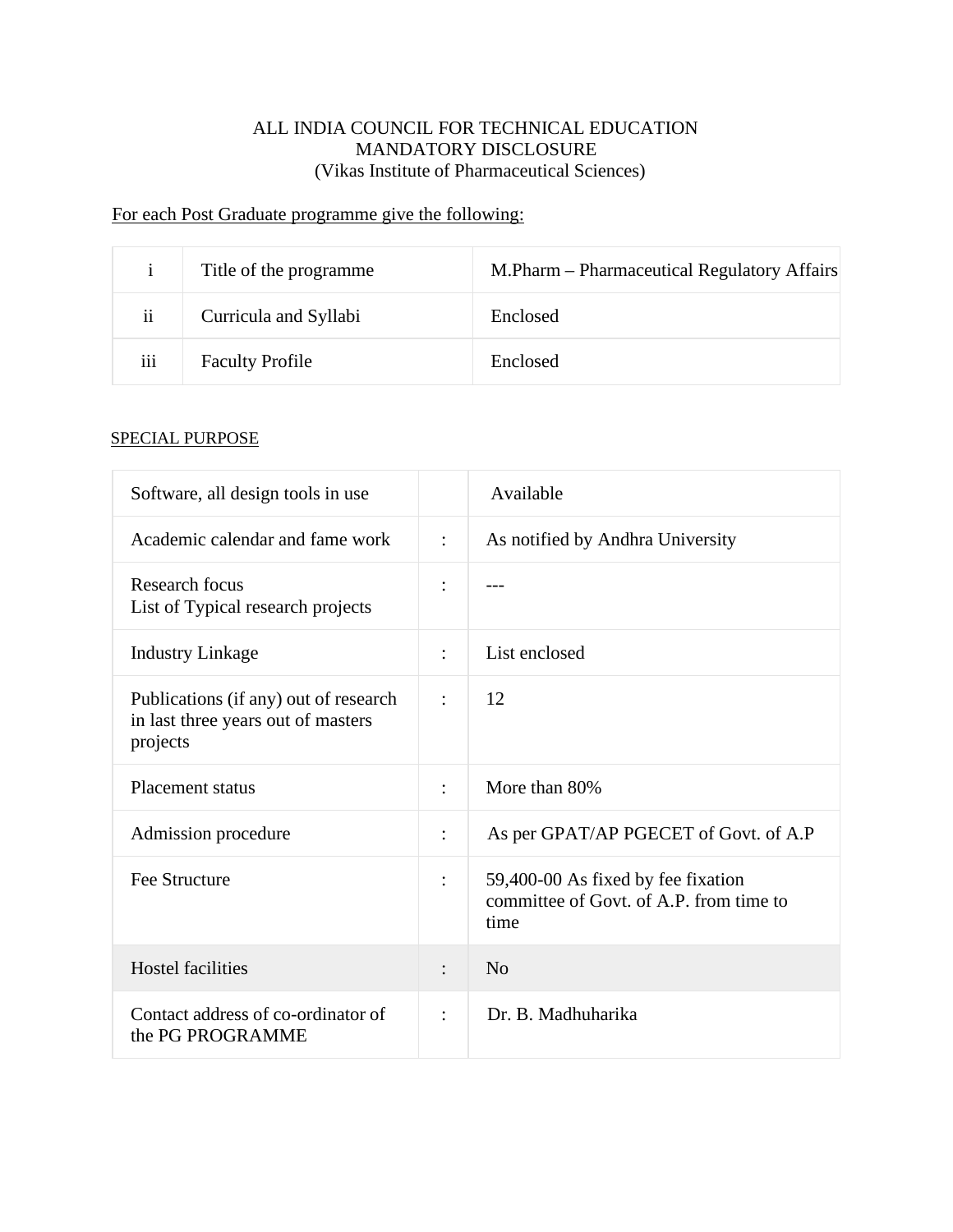ALL INDIA COUNCIL FOR TECHNICAL EDUCATION
MANDATORY DISCLOSURE
(Vikas Institute of Pharmaceutical Sciences)

<u>For each Post Graduate programme give the following:</u>

| | | |
|---|---|---|
| i | Title of the programme | M.Pharm – Pharmaceutical Regulatory Affairs |
| ii | Curricula and Syllabi | Enclosed |
| iii | Faculty Profile | Enclosed |

<u>SPECIAL PURPOSE</u>

| | | |
|---|---|---|
| Software, all design tools in use | | Available |
| Academic calendar and fame work | : | As notified by Andhra University |
| Research focus<br>List of Typical research projects | : | --- |
| Industry Linkage | : | List enclosed |
| Publications (if any) out of research in last three years out of masters projects | : | 12 |
| Placement status | : | More than 80% |
| Admission procedure | : | As per GPAT/AP PGECET of Govt. of A.P |
| Fee Structure | : | 59,400-00 As fixed by fee fixation committee of Govt. of A.P. from time to time |
| Hostel facilities | : | No |
| Contact address of co-ordinator of the PG PROGRAMME | : | Dr. B. Madhuharika |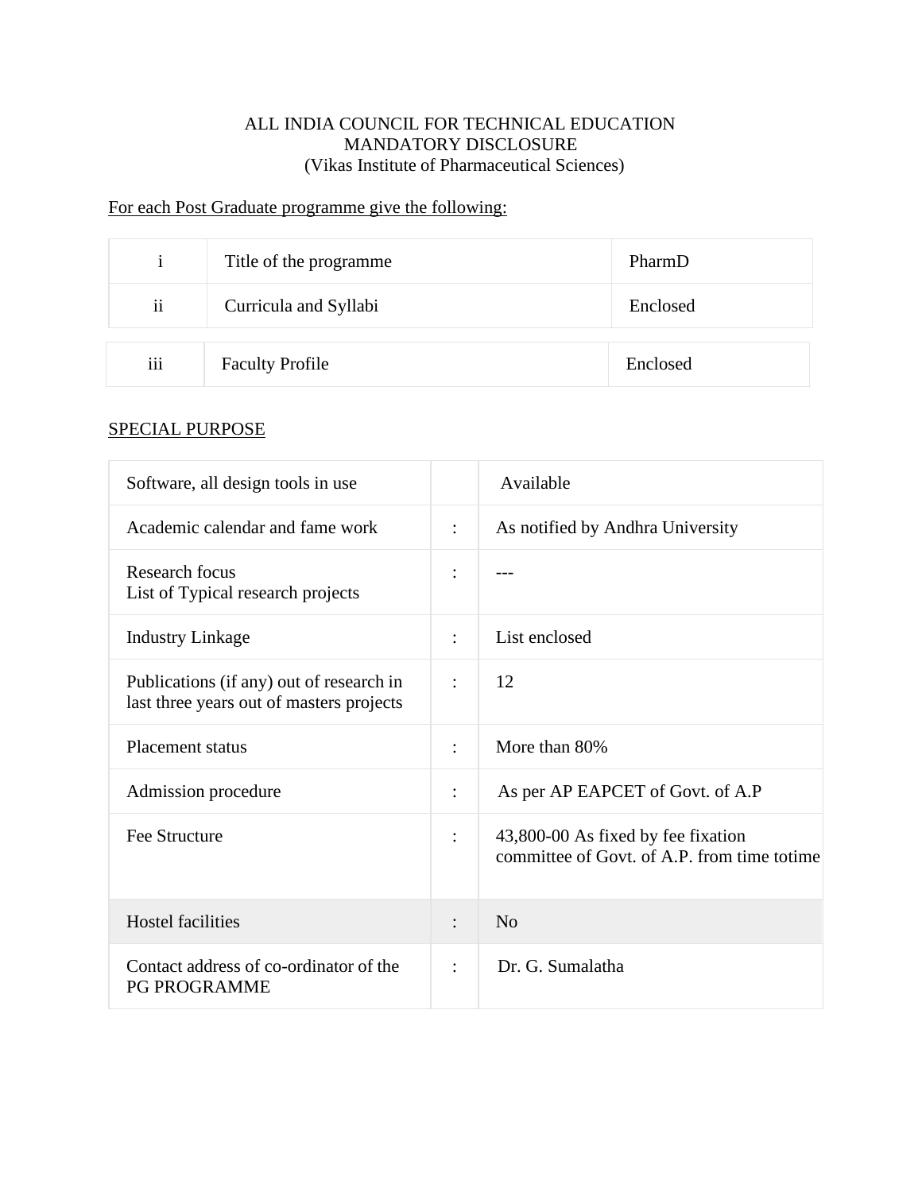ALL INDIA COUNCIL FOR TECHNICAL EDUCATION
MANDATORY DISCLOSURE
(Vikas Institute of Pharmaceutical Sciences)

For each Post Graduate programme give the following:

| | | |
|---|---|---|
| i | Title of the programme | PharmD |
| ii | Curricula and Syllabi | Enclosed |
| iii | Faculty Profile | Enclosed |

SPECIAL PURPOSE

| | | |
|---|---|---|
| Software, all design tools in use | | Available |
| Academic calendar and fame work | : | As notified by Andhra University |
| Research focus<br>List of Typical research projects | : | --- |
| Industry Linkage | : | List enclosed |
| Publications (if any) out of research in last three years out of masters projects | : | 12 |
| Placement status | : | More than 80% |
| Admission procedure | : | As per AP EAPCET of Govt. of A.P |
| Fee Structure | : | 43,800-00 As fixed by fee fixation committee of Govt. of A.P. from time totime |
| Hostel facilities | : | No |
| Contact address of co-ordinator of the PG PROGRAMME | : | Dr. G. Sumalatha |